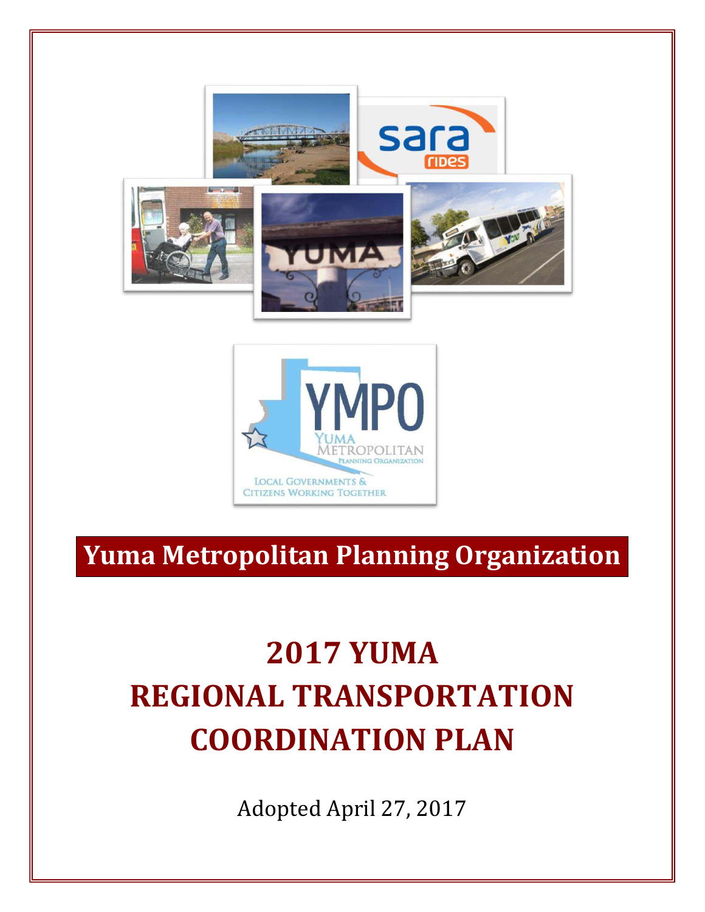**Yuma Metropolitan Planning Organization**

# 2017 YUMA REGIONAL TRANSPORTATION COORDINATION PLAN

Adopted April 27, 2017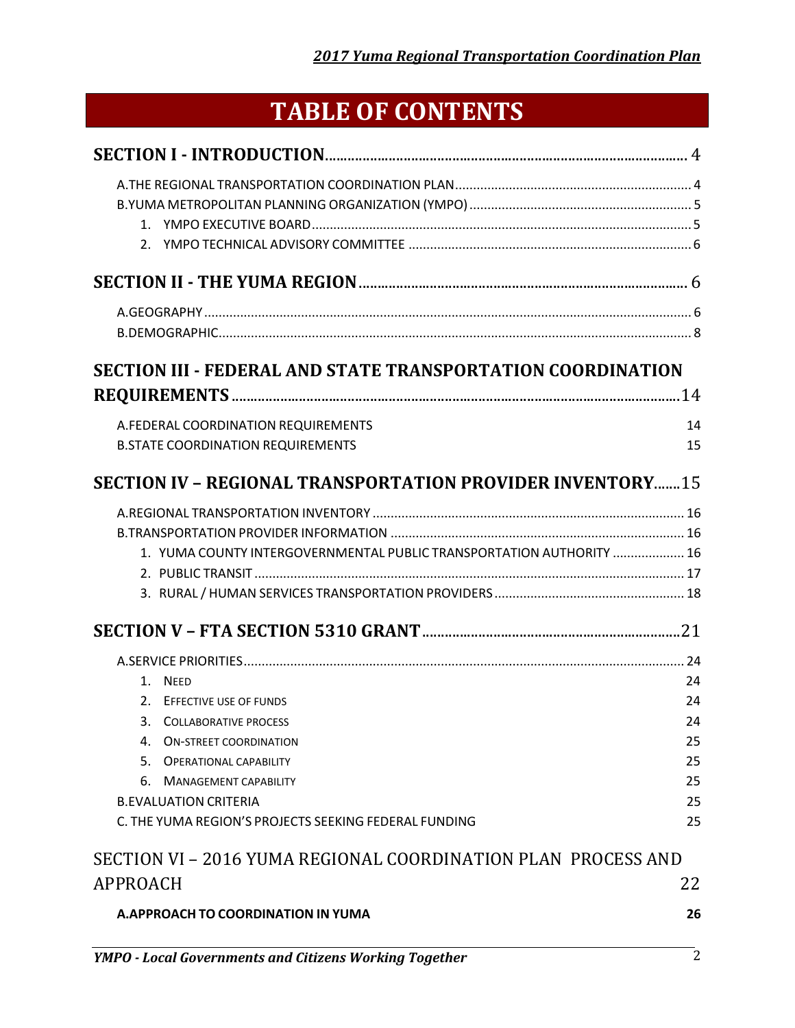# TABLE OF CONTENTS

**SECTION I - INTRODUCTION** ........ 4

- A.THE REGIONAL TRANSPORTATION COORDINATION PLAN ........ 4
- B.YUMA METROPOLITAN PLANNING ORGANIZATION (YMPO) ........ 5
  1. YMPO EXECUTIVE BOARD ........ 5
  2. YMPO TECHNICAL ADVISORY COMMITTEE ........ 6

**SECTION II - THE YUMA REGION** ........ 6

- A.GEOGRAPHY ........ 6
- B.DEMOGRAPHIC ........ 8

**SECTION III - FEDERAL AND STATE TRANSPORTATION COORDINATION REQUIREMENTS** ........ 14

- A.FEDERAL COORDINATION REQUIREMENTS 14
- B.STATE COORDINATION REQUIREMENTS 15

**SECTION IV – REGIONAL TRANSPORTATION PROVIDER INVENTORY** ........ 15

- A.REGIONAL TRANSPORTATION INVENTORY ........ 16
- B.TRANSPORTATION PROVIDER INFORMATION ........ 16
  1. YUMA COUNTY INTERGOVERNMENTAL PUBLIC TRANSPORTATION AUTHORITY ........ 16
  2. PUBLIC TRANSIT ........ 17
  3. RURAL / HUMAN SERVICES TRANSPORTATION PROVIDERS ........ 18

**SECTION V – FTA SECTION 5310 GRANT** ........ 21

- A.SERVICE PRIORITIES ........ 24
  1. NEED 24
  2. EFFECTIVE USE OF FUNDS 24
  3. COLLABORATIVE PROCESS 24
  4. ON-STREET COORDINATION 25
  5. OPERATIONAL CAPABILITY 25
  6. MANAGEMENT CAPABILITY 25
- B.EVALUATION CRITERIA 25
- C. THE YUMA REGION'S PROJECTS SEEKING FEDERAL FUNDING 25

SECTION VI – 2016 YUMA REGIONAL COORDINATION PLAN PROCESS AND APPROACH 22

- **A.APPROACH TO COORDINATION IN YUMA 26**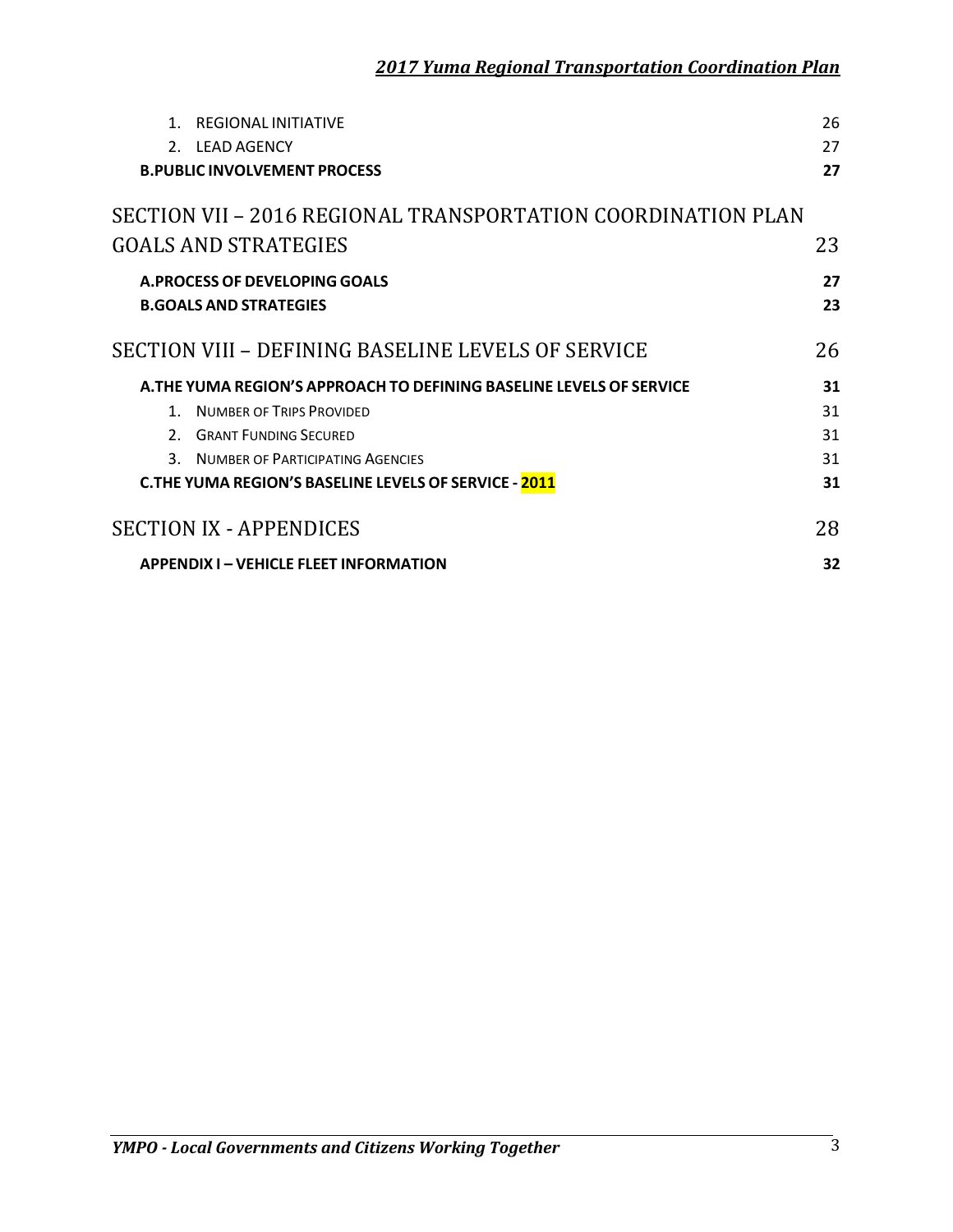1. REGIONAL INITIATIVE 26
2. LEAD AGENCY 27

**B.PUBLIC INVOLVEMENT PROCESS 27**

## SECTION VII – 2016 REGIONAL TRANSPORTATION COORDINATION PLAN GOALS AND STRATEGIES 23

**A.PROCESS OF DEVELOPING GOALS 27**

**B.GOALS AND STRATEGIES 23**

## SECTION VIII – DEFINING BASELINE LEVELS OF SERVICE 26

**A.THE YUMA REGION'S APPROACH TO DEFINING BASELINE LEVELS OF SERVICE 31**

1. NUMBER OF TRIPS PROVIDED 31
2. GRANT FUNDING SECURED 31
3. NUMBER OF PARTICIPATING AGENCIES 31

**C.THE YUMA REGION'S BASELINE LEVELS OF SERVICE - 2011 31**

## SECTION IX - APPENDICES 28

**APPENDIX I – VEHICLE FLEET INFORMATION 32**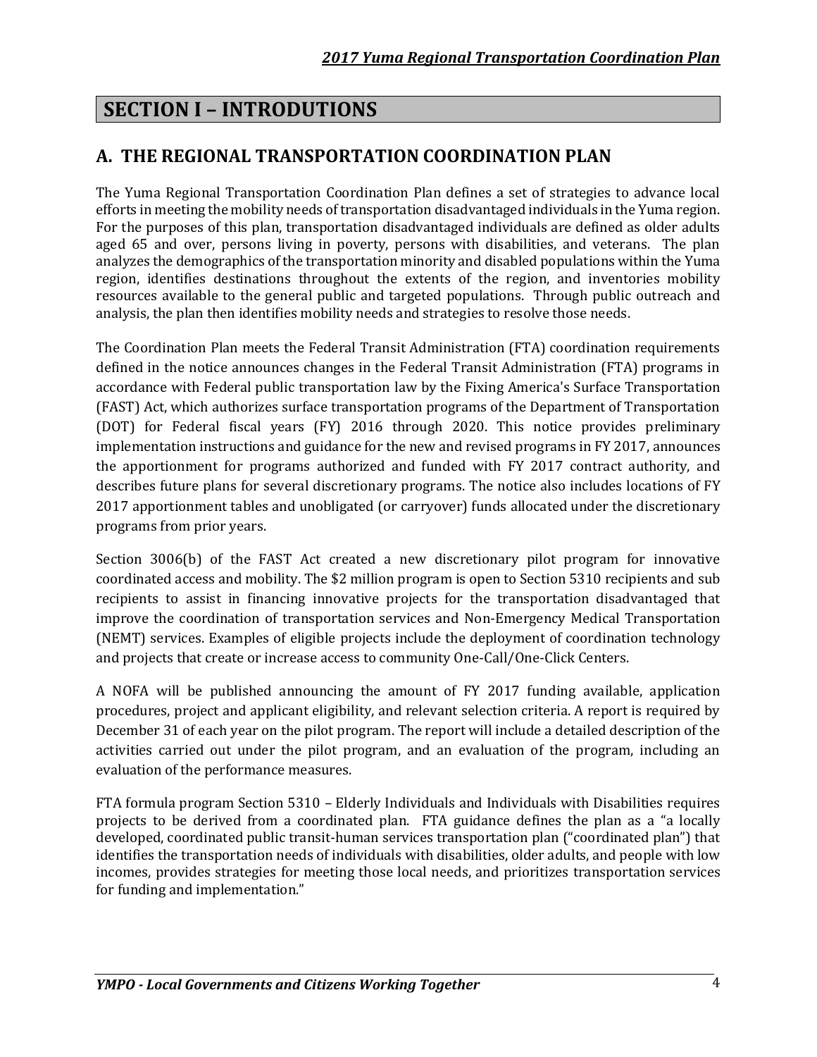# SECTION I – INTRODUTIONS

## A. THE REGIONAL TRANSPORTATION COORDINATION PLAN

The Yuma Regional Transportation Coordination Plan defines a set of strategies to advance local efforts in meeting the mobility needs of transportation disadvantaged individuals in the Yuma region. For the purposes of this plan, transportation disadvantaged individuals are defined as older adults aged 65 and over, persons living in poverty, persons with disabilities, and veterans. The plan analyzes the demographics of the transportation minority and disabled populations within the Yuma region, identifies destinations throughout the extents of the region, and inventories mobility resources available to the general public and targeted populations. Through public outreach and analysis, the plan then identifies mobility needs and strategies to resolve those needs.

The Coordination Plan meets the Federal Transit Administration (FTA) coordination requirements defined in the notice announces changes in the Federal Transit Administration (FTA) programs in accordance with Federal public transportation law by the Fixing America's Surface Transportation (FAST) Act, which authorizes surface transportation programs of the Department of Transportation (DOT) for Federal fiscal years (FY) 2016 through 2020. This notice provides preliminary implementation instructions and guidance for the new and revised programs in FY 2017, announces the apportionment for programs authorized and funded with FY 2017 contract authority, and describes future plans for several discretionary programs. The notice also includes locations of FY 2017 apportionment tables and unobligated (or carryover) funds allocated under the discretionary programs from prior years.

Section 3006(b) of the FAST Act created a new discretionary pilot program for innovative coordinated access and mobility. The $2 million program is open to Section 5310 recipients and sub recipients to assist in financing innovative projects for the transportation disadvantaged that improve the coordination of transportation services and Non-Emergency Medical Transportation (NEMT) services. Examples of eligible projects include the deployment of coordination technology and projects that create or increase access to community One-Call/One-Click Centers.

A NOFA will be published announcing the amount of FY 2017 funding available, application procedures, project and applicant eligibility, and relevant selection criteria. A report is required by December 31 of each year on the pilot program. The report will include a detailed description of the activities carried out under the pilot program, and an evaluation of the program, including an evaluation of the performance measures.

FTA formula program Section 5310 – Elderly Individuals and Individuals with Disabilities requires projects to be derived from a coordinated plan. FTA guidance defines the plan as a "a locally developed, coordinated public transit-human services transportation plan ("coordinated plan") that identifies the transportation needs of individuals with disabilities, older adults, and people with low incomes, provides strategies for meeting those local needs, and prioritizes transportation services for funding and implementation."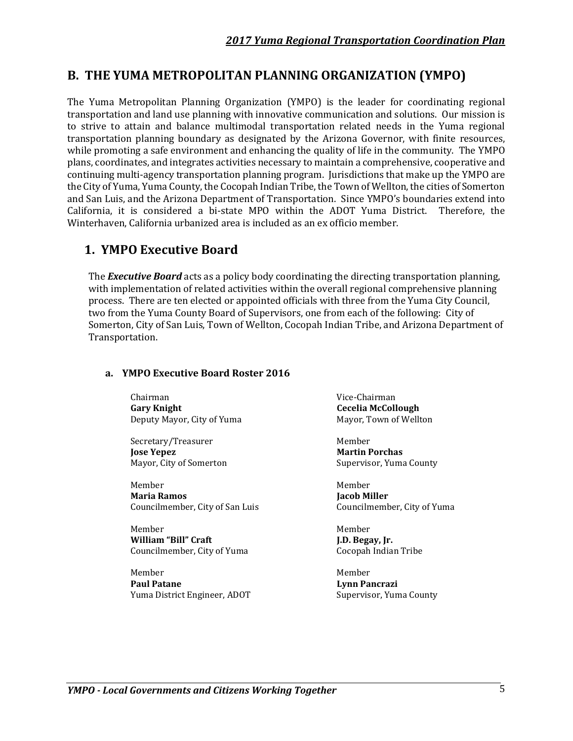## B. THE YUMA METROPOLITAN PLANNING ORGANIZATION (YMPO)

The Yuma Metropolitan Planning Organization (YMPO) is the leader for coordinating regional transportation and land use planning with innovative communication and solutions. Our mission is to strive to attain and balance multimodal transportation related needs in the Yuma regional transportation planning boundary as designated by the Arizona Governor, with finite resources, while promoting a safe environment and enhancing the quality of life in the community. The YMPO plans, coordinates, and integrates activities necessary to maintain a comprehensive, cooperative and continuing multi-agency transportation planning program. Jurisdictions that make up the YMPO are the City of Yuma, Yuma County, the Cocopah Indian Tribe, the Town of Wellton, the cities of Somerton and San Luis, and the Arizona Department of Transportation. Since YMPO's boundaries extend into California, it is considered a bi-state MPO within the ADOT Yuma District. Therefore, the Winterhaven, California urbanized area is included as an ex officio member.

### 1. YMPO Executive Board

The ***Executive Board*** acts as a policy body coordinating the directing transportation planning, with implementation of related activities within the overall regional comprehensive planning process. There are ten elected or appointed officials with three from the Yuma City Council, two from the Yuma County Board of Supervisors, one from each of the following: City of Somerton, City of San Luis, Town of Wellton, Cocopah Indian Tribe, and Arizona Department of Transportation.

#### a. YMPO Executive Board Roster 2016

Chairman
**Gary Knight**
Deputy Mayor, City of Yuma

Vice-Chairman
**Cecelia McCollough**
Mayor, Town of Wellton

Secretary/Treasurer
**Jose Yepez**
Mayor, City of Somerton

Member
**Martin Porchas**
Supervisor, Yuma County

Member
**Maria Ramos**
Councilmember, City of San Luis

Member
**Jacob Miller**
Councilmember, City of Yuma

Member
**William "Bill" Craft**
Councilmember, City of Yuma

Member
**J.D. Begay, Jr.**
Cocopah Indian Tribe

Member
**Paul Patane**
Yuma District Engineer, ADOT

Member
**Lynn Pancrazi**
Supervisor, Yuma County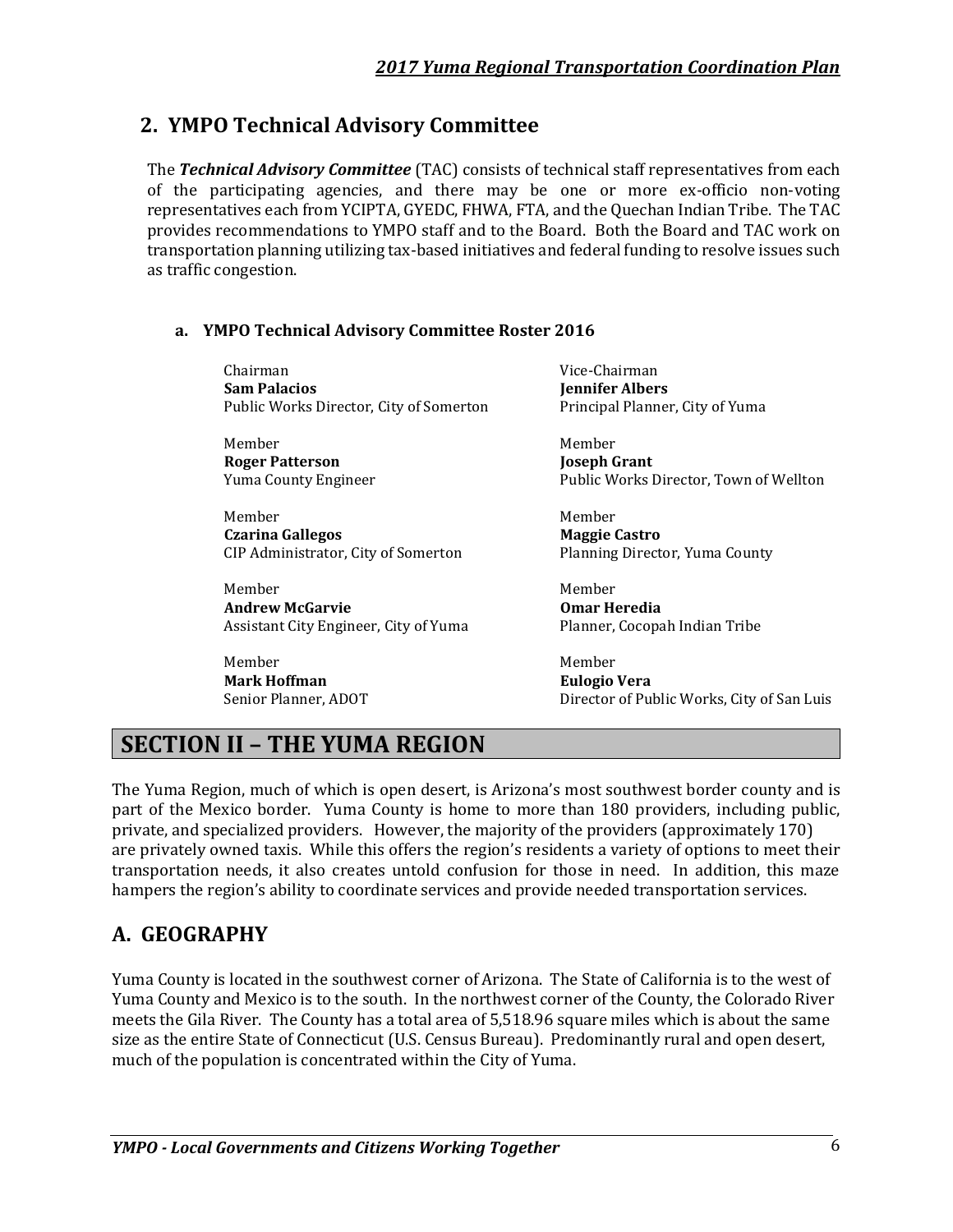## 2. YMPO Technical Advisory Committee

The ***Technical Advisory Committee*** (TAC) consists of technical staff representatives from each of the participating agencies, and there may be one or more ex-officio non-voting representatives each from YCIPTA, GYEDC, FHWA, FTA, and the Quechan Indian Tribe. The TAC provides recommendations to YMPO staff and to the Board. Both the Board and TAC work on transportation planning utilizing tax-based initiatives and federal funding to resolve issues such as traffic congestion.

### a. YMPO Technical Advisory Committee Roster 2016

Chairman
**Sam Palacios**
Public Works Director, City of Somerton

Vice-Chairman
**Jennifer Albers**
Principal Planner, City of Yuma

Member
**Roger Patterson**
Yuma County Engineer

Member
**Joseph Grant**
Public Works Director, Town of Wellton

Member
**Czarina Gallegos**
CIP Administrator, City of Somerton

Member
**Maggie Castro**
Planning Director, Yuma County

Member
**Andrew McGarvie**
Assistant City Engineer, City of Yuma

Member
**Omar Heredia**
Planner, Cocopah Indian Tribe

Member
**Mark Hoffman**
Senior Planner, ADOT

Member
**Eulogio Vera**
Director of Public Works, City of San Luis

# SECTION II – THE YUMA REGION

The Yuma Region, much of which is open desert, is Arizona's most southwest border county and is part of the Mexico border. Yuma County is home to more than 180 providers, including public, private, and specialized providers. However, the majority of the providers (approximately 170) are privately owned taxis. While this offers the region's residents a variety of options to meet their transportation needs, it also creates untold confusion for those in need. In addition, this maze hampers the region's ability to coordinate services and provide needed transportation services.

## A. GEOGRAPHY

Yuma County is located in the southwest corner of Arizona. The State of California is to the west of Yuma County and Mexico is to the south. In the northwest corner of the County, the Colorado River meets the Gila River. The County has a total area of 5,518.96 square miles which is about the same size as the entire State of Connecticut (U.S. Census Bureau). Predominantly rural and open desert, much of the population is concentrated within the City of Yuma.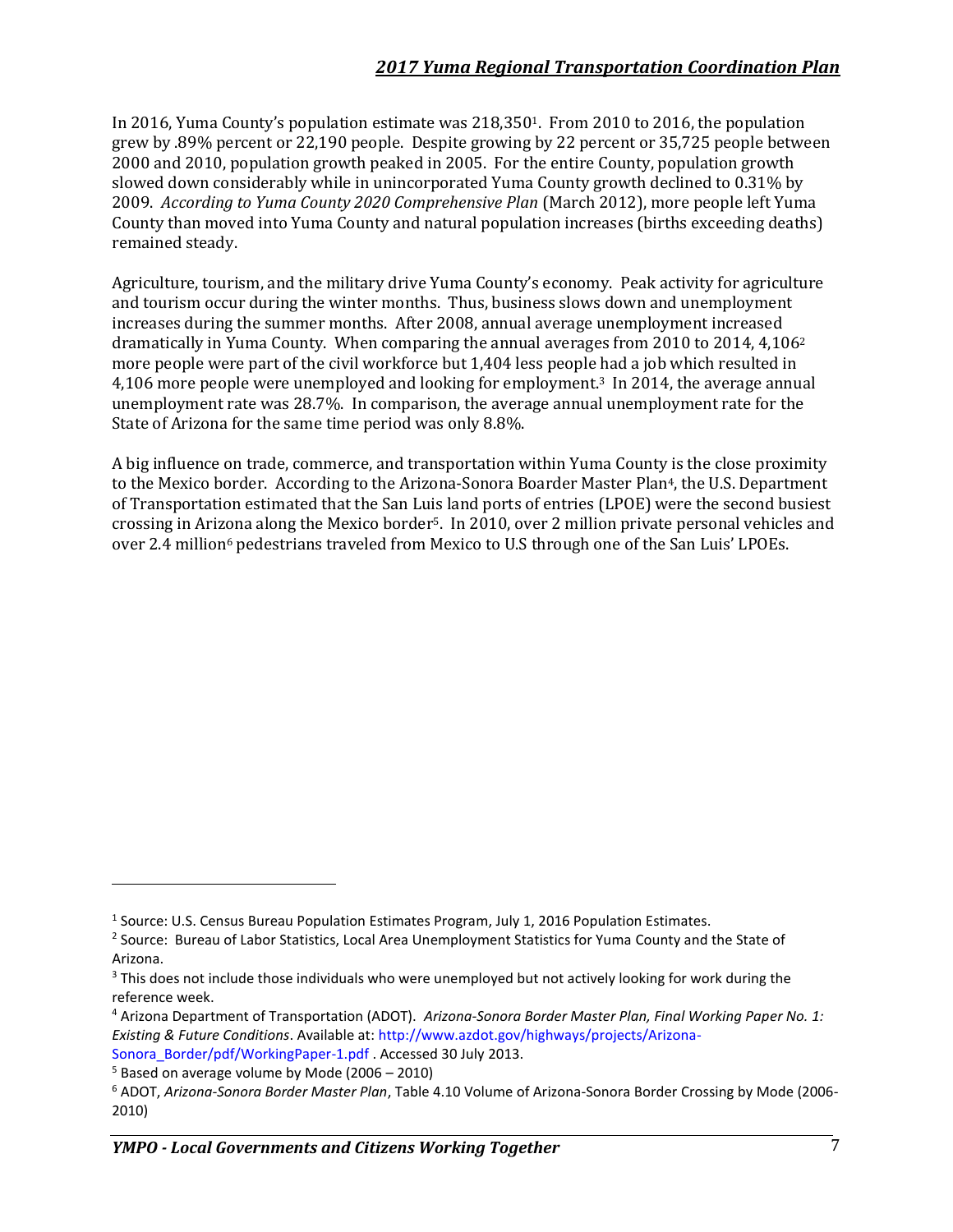In 2016, Yuma County's population estimate was 218,350[1]. From 2010 to 2016, the population grew by .89% percent or 22,190 people. Despite growing by 22 percent or 35,725 people between 2000 and 2010, population growth peaked in 2005. For the entire County, population growth slowed down considerably while in unincorporated Yuma County growth declined to 0.31% by 2009. *According to Yuma County 2020 Comprehensive Plan* (March 2012), more people left Yuma County than moved into Yuma County and natural population increases (births exceeding deaths) remained steady.

Agriculture, tourism, and the military drive Yuma County's economy. Peak activity for agriculture and tourism occur during the winter months. Thus, business slows down and unemployment increases during the summer months. After 2008, annual average unemployment increased dramatically in Yuma County. When comparing the annual averages from 2010 to 2014, 4,106[2] more people were part of the civil workforce but 1,404 less people had a job which resulted in 4,106 more people were unemployed and looking for employment.[3] In 2014, the average annual unemployment rate was 28.7%. In comparison, the average annual unemployment rate for the State of Arizona for the same time period was only 8.8%.

A big influence on trade, commerce, and transportation within Yuma County is the close proximity to the Mexico border. According to the Arizona-Sonora Boarder Master Plan[4], the U.S. Department of Transportation estimated that the San Luis land ports of entries (LPOE) were the second busiest crossing in Arizona along the Mexico border[5]. In 2010, over 2 million private personal vehicles and over 2.4 million[6] pedestrians traveled from Mexico to U.S through one of the San Luis' LPOEs.

---

[1] Source: U.S. Census Bureau Population Estimates Program, July 1, 2016 Population Estimates.

[2] Source: Bureau of Labor Statistics, Local Area Unemployment Statistics for Yuma County and the State of Arizona.

[3] This does not include those individuals who were unemployed but not actively looking for work during the reference week.

[4] Arizona Department of Transportation (ADOT). *Arizona-Sonora Border Master Plan, Final Working Paper No. 1: Existing & Future Conditions*. Available at: http://www.azdot.gov/highways/projects/Arizona-Sonora_Border/pdf/WorkingPaper-1.pdf . Accessed 30 July 2013.

[5] Based on average volume by Mode (2006 – 2010)

[6] ADOT, *Arizona-Sonora Border Master Plan*, Table 4.10 Volume of Arizona-Sonora Border Crossing by Mode (2006-2010)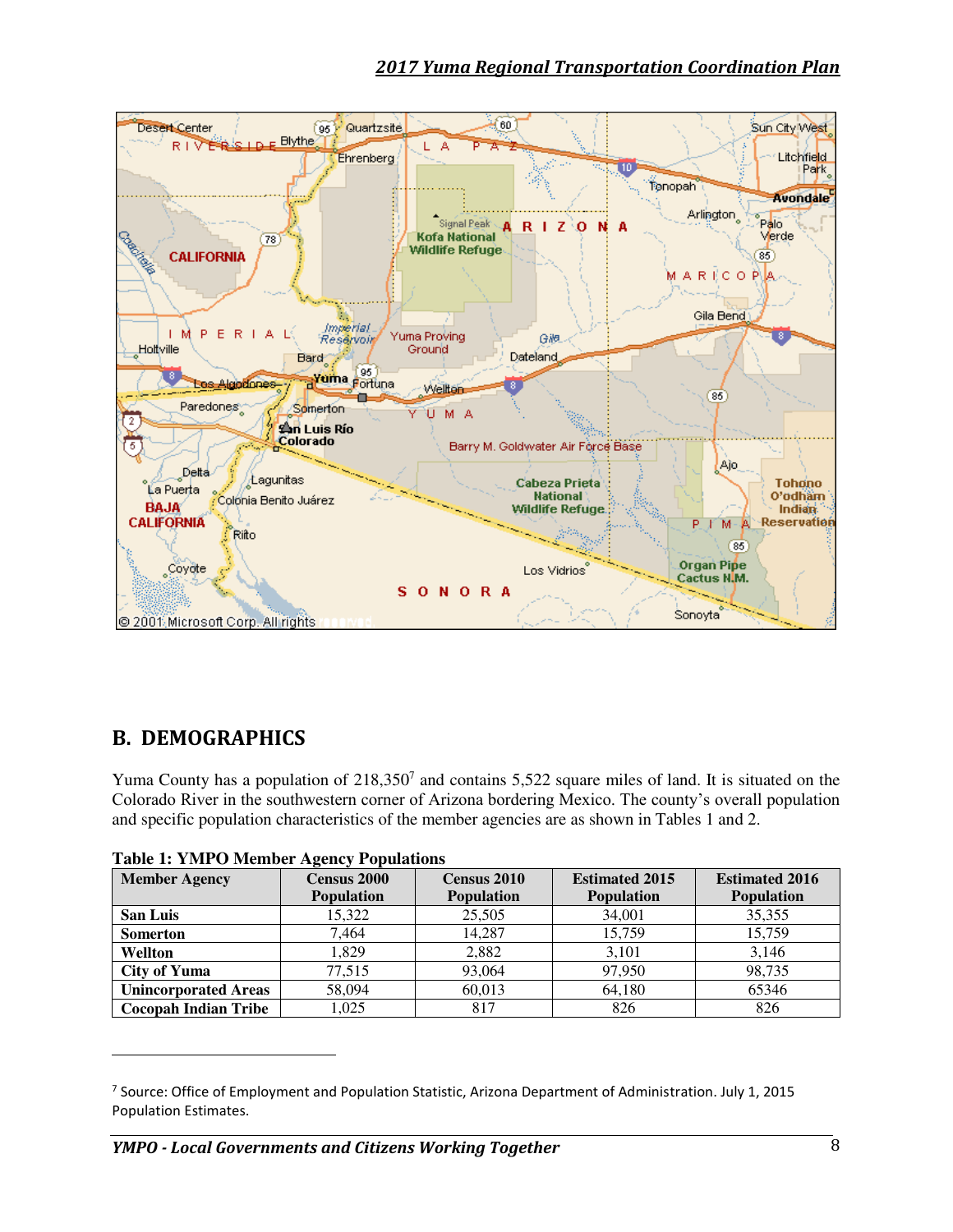## B. DEMOGRAPHICS

Yuma County has a population of 218,350[7] and contains 5,522 square miles of land. It is situated on the Colorado River in the southwestern corner of Arizona bordering Mexico. The county's overall population and specific population characteristics of the member agencies are as shown in Tables 1 and 2.

**Table 1: YMPO Member Agency Populations**

| Member Agency | Census 2000 Population | Census 2010 Population | Estimated 2015 Population | Estimated 2016 Population |
|---|---|---|---|---|
| **San Luis** | 15,322 | 25,505 | 34,001 | 35,355 |
| **Somerton** | 7,464 | 14,287 | 15,759 | 15,759 |
| **Wellton** | 1,829 | 2,882 | 3,101 | 3,146 |
| **City of Yuma** | 77,515 | 93,064 | 97,950 | 98,735 |
| **Unincorporated Areas** | 58,094 | 60,013 | 64,180 | 65346 |
| **Cocopah Indian Tribe** | 1,025 | 817 | 826 | 826 |

[7] Source: Office of Employment and Population Statistic, Arizona Department of Administration. July 1, 2015 Population Estimates.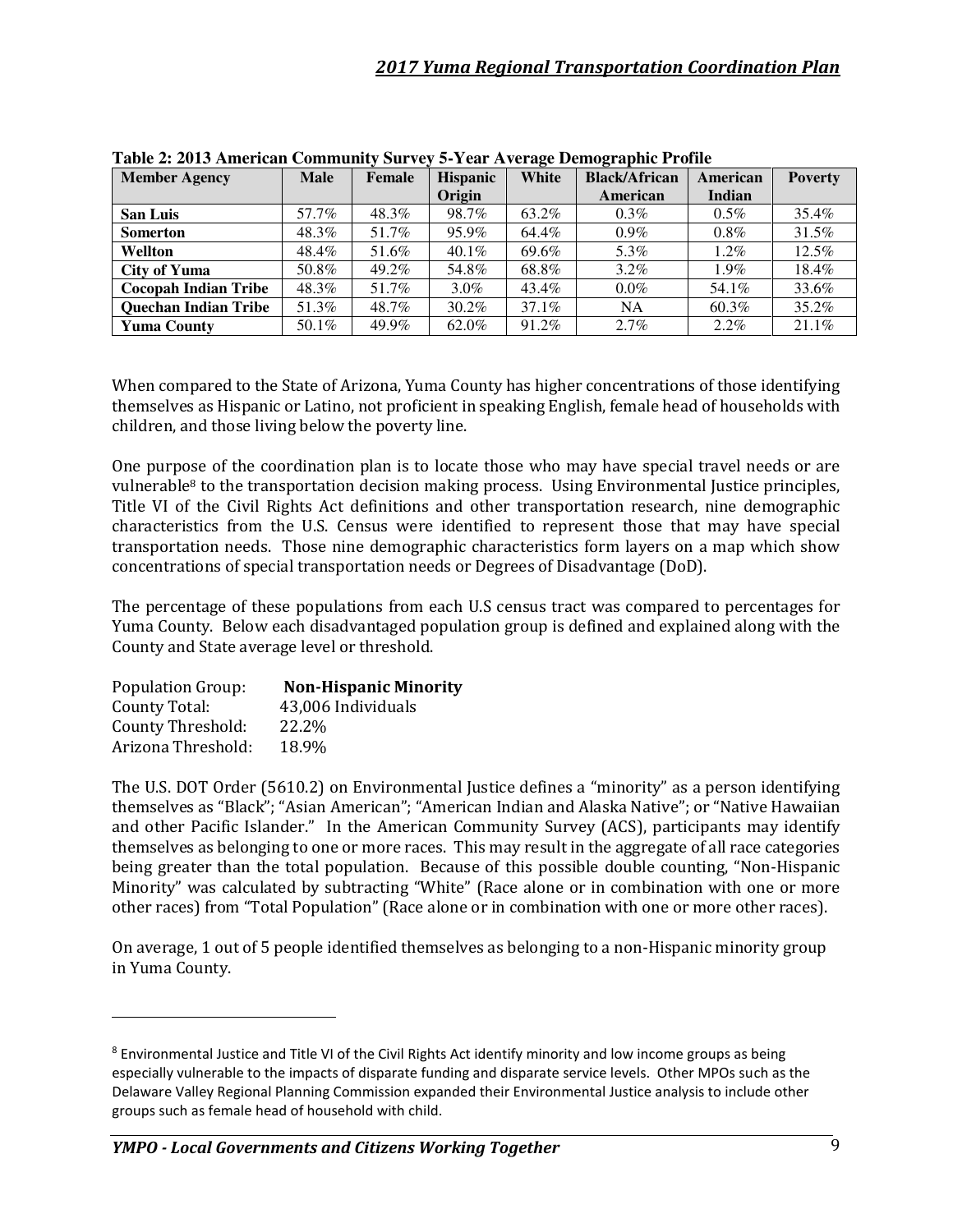**Table 2: 2013 American Community Survey 5-Year Average Demographic Profile**

| Member Agency | Male | Female | Hispanic Origin | White | Black/African American | American Indian | Poverty |
|---|---|---|---|---|---|---|---|
| **San Luis** | 57.7% | 48.3% | 98.7% | 63.2% | 0.3% | 0.5% | 35.4% |
| **Somerton** | 48.3% | 51.7% | 95.9% | 64.4% | 0.9% | 0.8% | 31.5% |
| **Wellton** | 48.4% | 51.6% | 40.1% | 69.6% | 5.3% | 1.2% | 12.5% |
| **City of Yuma** | 50.8% | 49.2% | 54.8% | 68.8% | 3.2% | 1.9% | 18.4% |
| **Cocopah Indian Tribe** | 48.3% | 51.7% | 3.0% | 43.4% | 0.0% | 54.1% | 33.6% |
| **Quechan Indian Tribe** | 51.3% | 48.7% | 30.2% | 37.1% | NA | 60.3% | 35.2% |
| **Yuma County** | 50.1% | 49.9% | 62.0% | 91.2% | 2.7% | 2.2% | 21.1% |

When compared to the State of Arizona, Yuma County has higher concentrations of those identifying themselves as Hispanic or Latino, not proficient in speaking English, female head of households with children, and those living below the poverty line.

One purpose of the coordination plan is to locate those who may have special travel needs or are vulnerable[8] to the transportation decision making process. Using Environmental Justice principles, Title VI of the Civil Rights Act definitions and other transportation research, nine demographic characteristics from the U.S. Census were identified to represent those that may have special transportation needs. Those nine demographic characteristics form layers on a map which show concentrations of special transportation needs or Degrees of Disadvantage (DoD).

The percentage of these populations from each U.S census tract was compared to percentages for Yuma County. Below each disadvantaged population group is defined and explained along with the County and State average level or threshold.

Population Group: **Non-Hispanic Minority**
County Total: 43,006 Individuals
County Threshold: 22.2%
Arizona Threshold: 18.9%

The U.S. DOT Order (5610.2) on Environmental Justice defines a "minority" as a person identifying themselves as "Black"; "Asian American"; "American Indian and Alaska Native"; or "Native Hawaiian and other Pacific Islander." In the American Community Survey (ACS), participants may identify themselves as belonging to one or more races. This may result in the aggregate of all race categories being greater than the total population. Because of this possible double counting, "Non-Hispanic Minority" was calculated by subtracting "White" (Race alone or in combination with one or more other races) from "Total Population" (Race alone or in combination with one or more other races).

On average, 1 out of 5 people identified themselves as belonging to a non-Hispanic minority group in Yuma County.

[8] Environmental Justice and Title VI of the Civil Rights Act identify minority and low income groups as being especially vulnerable to the impacts of disparate funding and disparate service levels. Other MPOs such as the Delaware Valley Regional Planning Commission expanded their Environmental Justice analysis to include other groups such as female head of household with child.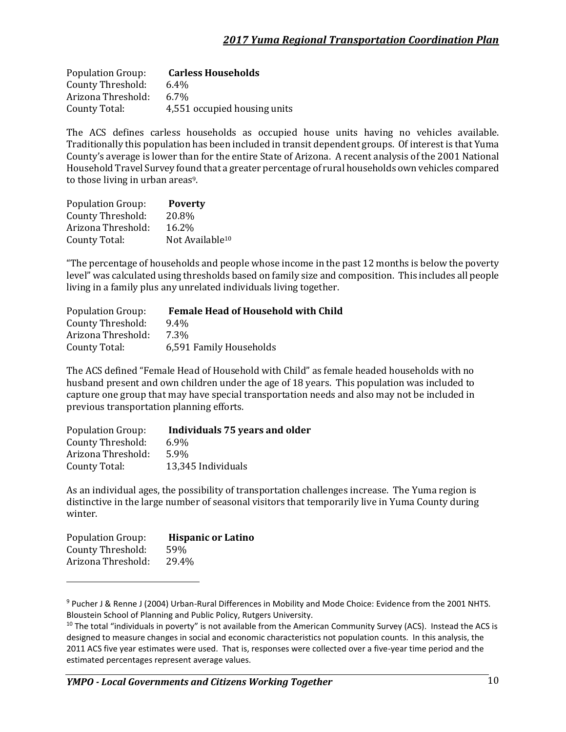Population Group: **Carless Households**
County Threshold: 6.4%
Arizona Threshold: 6.7%
County Total: 4,551 occupied housing units

The ACS defines carless households as occupied house units having no vehicles available. Traditionally this population has been included in transit dependent groups. Of interest is that Yuma County's average is lower than for the entire State of Arizona. A recent analysis of the 2001 National Household Travel Survey found that a greater percentage of rural households own vehicles compared to those living in urban areas[9].

Population Group: **Poverty**
County Threshold: 20.8%
Arizona Threshold: 16.2%
County Total: Not Available[10]

"The percentage of households and people whose income in the past 12 months is below the poverty level" was calculated using thresholds based on family size and composition. This includes all people living in a family plus any unrelated individuals living together.

Population Group: **Female Head of Household with Child**
County Threshold: 9.4%
Arizona Threshold: 7.3%
County Total: 6,591 Family Households

The ACS defined "Female Head of Household with Child" as female headed households with no husband present and own children under the age of 18 years. This population was included to capture one group that may have special transportation needs and also may not be included in previous transportation planning efforts.

Population Group: **Individuals 75 years and older**
County Threshold: 6.9%
Arizona Threshold: 5.9%
County Total: 13,345 Individuals

As an individual ages, the possibility of transportation challenges increase. The Yuma region is distinctive in the large number of seasonal visitors that temporarily live in Yuma County during winter.

Population Group: **Hispanic or Latino**
County Threshold: 59%
Arizona Threshold: 29.4%

---

[9] Pucher J & Renne J (2004) Urban-Rural Differences in Mobility and Mode Choice: Evidence from the 2001 NHTS. Bloustein School of Planning and Public Policy, Rutgers University.

[10] The total "individuals in poverty" is not available from the American Community Survey (ACS). Instead the ACS is designed to measure changes in social and economic characteristics not population counts. In this analysis, the 2011 ACS five year estimates were used. That is, responses were collected over a five-year time period and the estimated percentages represent average values.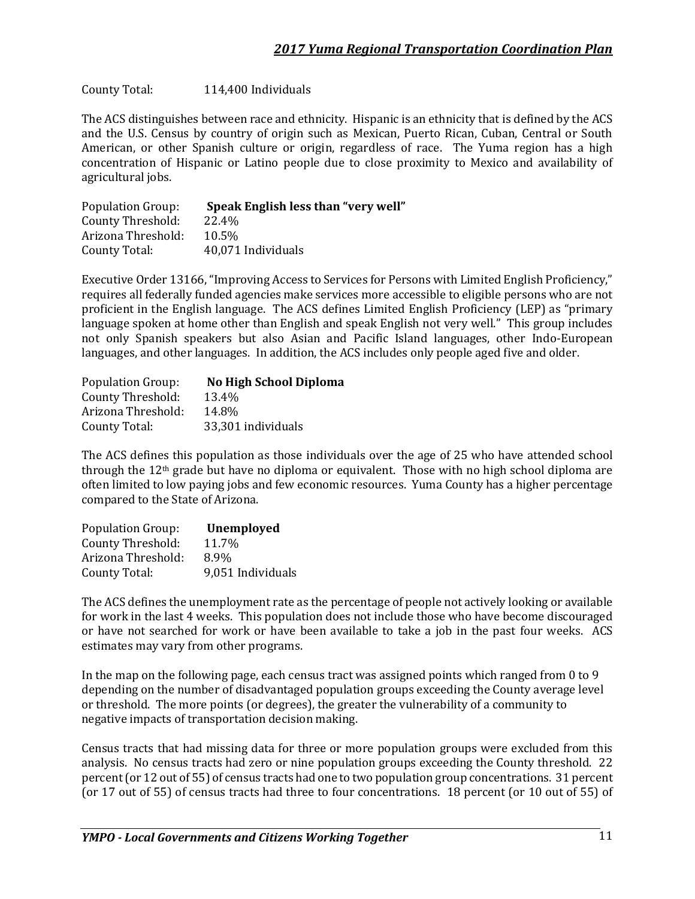County Total: 114,400 Individuals

The ACS distinguishes between race and ethnicity. Hispanic is an ethnicity that is defined by the ACS and the U.S. Census by country of origin such as Mexican, Puerto Rican, Cuban, Central or South American, or other Spanish culture or origin, regardless of race. The Yuma region has a high concentration of Hispanic or Latino people due to close proximity to Mexico and availability of agricultural jobs.

Population Group: **Speak English less than "very well"**
County Threshold: 22.4%
Arizona Threshold: 10.5%
County Total: 40,071 Individuals

Executive Order 13166, "Improving Access to Services for Persons with Limited English Proficiency," requires all federally funded agencies make services more accessible to eligible persons who are not proficient in the English language. The ACS defines Limited English Proficiency (LEP) as "primary language spoken at home other than English and speak English not very well." This group includes not only Spanish speakers but also Asian and Pacific Island languages, other Indo-European languages, and other languages. In addition, the ACS includes only people aged five and older.

Population Group: **No High School Diploma**
County Threshold: 13.4%
Arizona Threshold: 14.8%
County Total: 33,301 individuals

The ACS defines this population as those individuals over the age of 25 who have attended school through the 12th grade but have no diploma or equivalent. Those with no high school diploma are often limited to low paying jobs and few economic resources. Yuma County has a higher percentage compared to the State of Arizona.

Population Group: **Unemployed**
County Threshold: 11.7%
Arizona Threshold: 8.9%
County Total: 9,051 Individuals

The ACS defines the unemployment rate as the percentage of people not actively looking or available for work in the last 4 weeks. This population does not include those who have become discouraged or have not searched for work or have been available to take a job in the past four weeks. ACS estimates may vary from other programs.

In the map on the following page, each census tract was assigned points which ranged from 0 to 9 depending on the number of disadvantaged population groups exceeding the County average level or threshold. The more points (or degrees), the greater the vulnerability of a community to negative impacts of transportation decision making.

Census tracts that had missing data for three or more population groups were excluded from this analysis. No census tracts had zero or nine population groups exceeding the County threshold. 22 percent (or 12 out of 55) of census tracts had one to two population group concentrations. 31 percent (or 17 out of 55) of census tracts had three to four concentrations. 18 percent (or 10 out of 55) of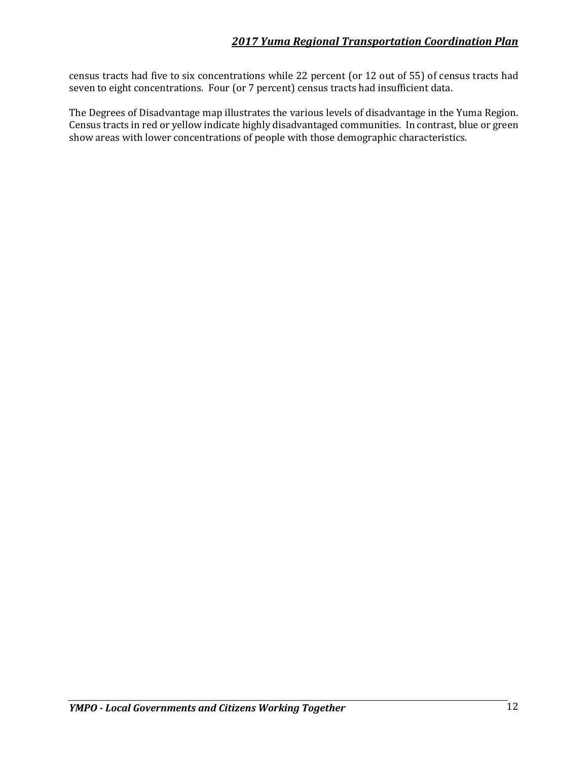census tracts had five to six concentrations while 22 percent (or 12 out of 55) of census tracts had seven to eight concentrations. Four (or 7 percent) census tracts had insufficient data.

The Degrees of Disadvantage map illustrates the various levels of disadvantage in the Yuma Region. Census tracts in red or yellow indicate highly disadvantaged communities. In contrast, blue or green show areas with lower concentrations of people with those demographic characteristics.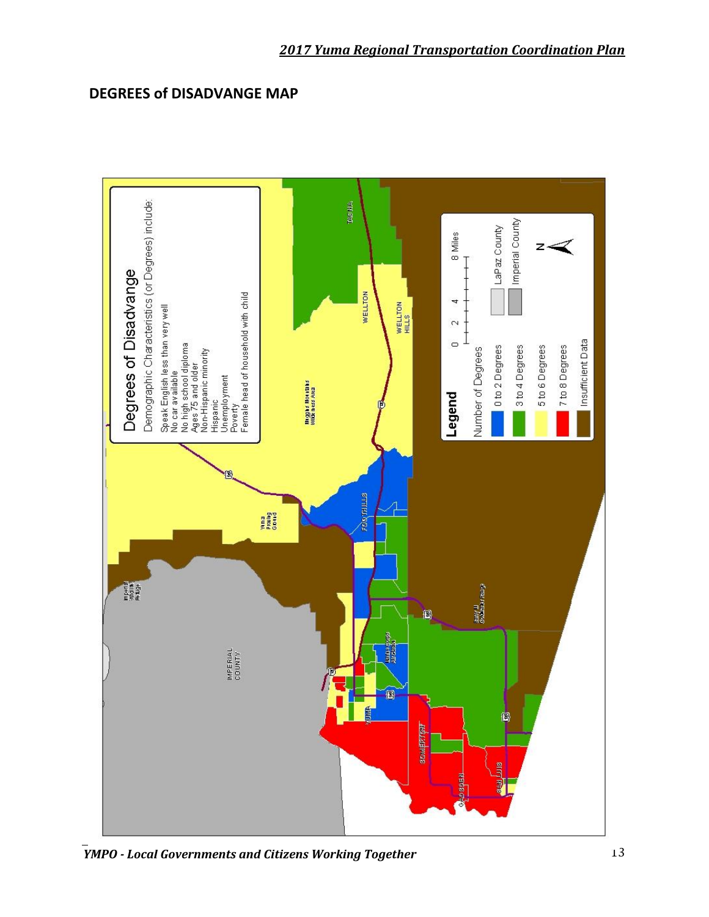## DEGREES of DISADVANGE MAP

Degrees of Disadvange

Demographic Characteristics (or Degrees) include:

Speak English less than very well
No car available
No high school diploma
Ages 75 and older
Non-Hispanic minority
Hispanic
Unemployment
Poverty
Female head of household with child

Legend

Number of Degrees

0 to 2 Degrees
3 to 4 Degrees
5 to 6 Degrees
7 to 8 Degrees
Insufficient Data

LaPaz County
Imperial County

0 2 4 8 Miles

N

TACNA
WELLTON
WELLTON HILLS
FOOTHILLS
YUMA
SOMERTON
GADSDEN
SAN LUIS
IMPERIAL COUNTY
Yuma Proving Ground
Imperial Wildlife Refuge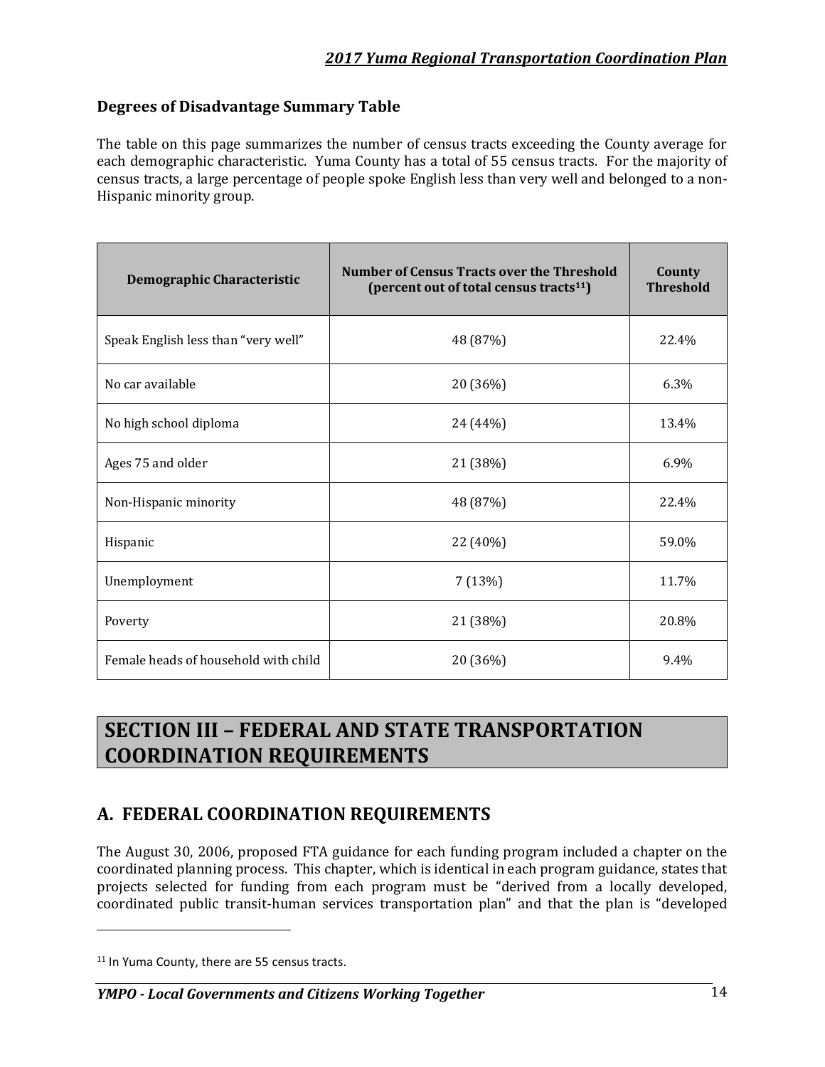### Degrees of Disadvantage Summary Table

The table on this page summarizes the number of census tracts exceeding the County average for each demographic characteristic. Yuma County has a total of 55 census tracts. For the majority of census tracts, a large percentage of people spoke English less than very well and belonged to a non-Hispanic minority group.

| Demographic Characteristic | Number of Census Tracts over the Threshold (percent out of total census tracts[11]) | County Threshold |
|---|---|---|
| Speak English less than "very well" | 48 (87%) | 22.4% |
| No car available | 20 (36%) | 6.3% |
| No high school diploma | 24 (44%) | 13.4% |
| Ages 75 and older | 21 (38%) | 6.9% |
| Non-Hispanic minority | 48 (87%) | 22.4% |
| Hispanic | 22 (40%) | 59.0% |
| Unemployment | 7 (13%) | 11.7% |
| Poverty | 21 (38%) | 20.8% |
| Female heads of household with child | 20 (36%) | 9.4% |

# SECTION III – FEDERAL AND STATE TRANSPORTATION COORDINATION REQUIREMENTS

## A. FEDERAL COORDINATION REQUIREMENTS

The August 30, 2006, proposed FTA guidance for each funding program included a chapter on the coordinated planning process. This chapter, which is identical in each program guidance, states that projects selected for funding from each program must be "derived from a locally developed, coordinated public transit-human services transportation plan" and that the plan is "developed

[11] In Yuma County, there are 55 census tracts.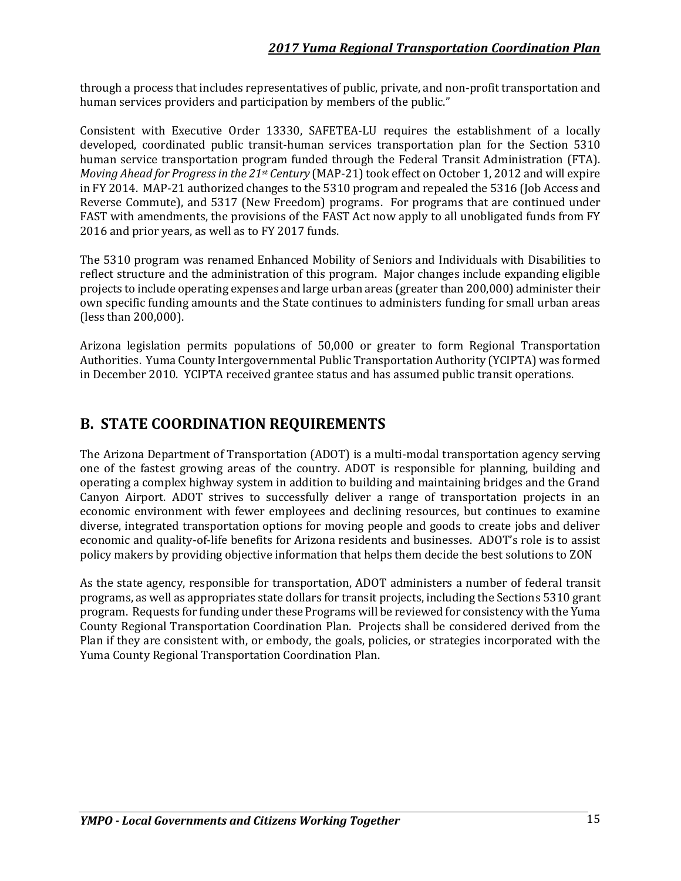through a process that includes representatives of public, private, and non-profit transportation and human services providers and participation by members of the public."

Consistent with Executive Order 13330, SAFETEA-LU requires the establishment of a locally developed, coordinated public transit-human services transportation plan for the Section 5310 human service transportation program funded through the Federal Transit Administration (FTA). *Moving Ahead for Progress in the 21st Century* (MAP-21) took effect on October 1, 2012 and will expire in FY 2014. MAP-21 authorized changes to the 5310 program and repealed the 5316 (Job Access and Reverse Commute), and 5317 (New Freedom) programs. For programs that are continued under FAST with amendments, the provisions of the FAST Act now apply to all unobligated funds from FY 2016 and prior years, as well as to FY 2017 funds.

The 5310 program was renamed Enhanced Mobility of Seniors and Individuals with Disabilities to reflect structure and the administration of this program. Major changes include expanding eligible projects to include operating expenses and large urban areas (greater than 200,000) administer their own specific funding amounts and the State continues to administers funding for small urban areas (less than 200,000).

Arizona legislation permits populations of 50,000 or greater to form Regional Transportation Authorities. Yuma County Intergovernmental Public Transportation Authority (YCIPTA) was formed in December 2010. YCIPTA received grantee status and has assumed public transit operations.

## B. STATE COORDINATION REQUIREMENTS

The Arizona Department of Transportation (ADOT) is a multi-modal transportation agency serving one of the fastest growing areas of the country. ADOT is responsible for planning, building and operating a complex highway system in addition to building and maintaining bridges and the Grand Canyon Airport. ADOT strives to successfully deliver a range of transportation projects in an economic environment with fewer employees and declining resources, but continues to examine diverse, integrated transportation options for moving people and goods to create jobs and deliver economic and quality-of-life benefits for Arizona residents and businesses. ADOT's role is to assist policy makers by providing objective information that helps them decide the best solutions to ZON

As the state agency, responsible for transportation, ADOT administers a number of federal transit programs, as well as appropriates state dollars for transit projects, including the Sections 5310 grant program. Requests for funding under these Programs will be reviewed for consistency with the Yuma County Regional Transportation Coordination Plan. Projects shall be considered derived from the Plan if they are consistent with, or embody, the goals, policies, or strategies incorporated with the Yuma County Regional Transportation Coordination Plan.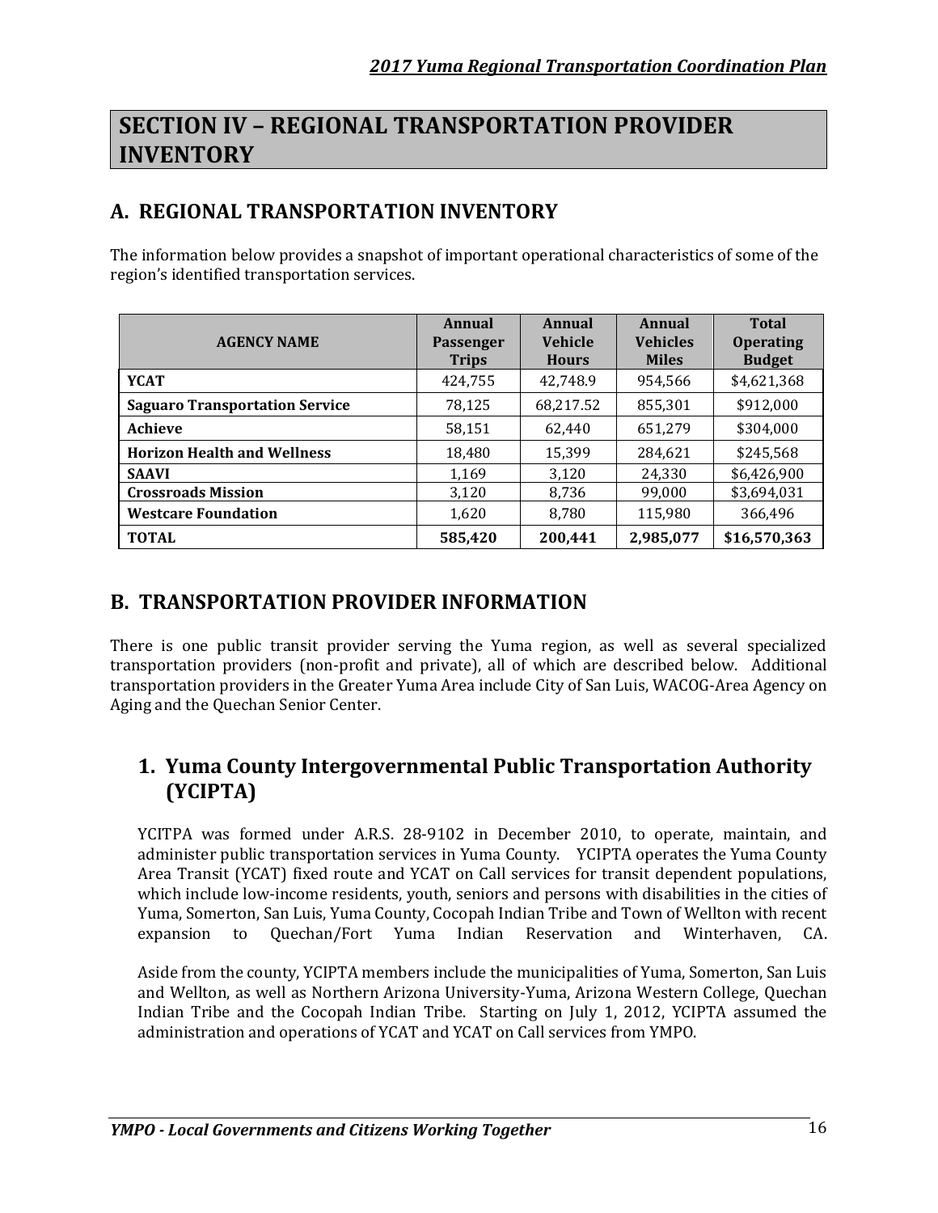# SECTION IV – REGIONAL TRANSPORTATION PROVIDER INVENTORY

## A. REGIONAL TRANSPORTATION INVENTORY

The information below provides a snapshot of important operational characteristics of some of the region's identified transportation services.

| AGENCY NAME | Annual Passenger Trips | Annual Vehicle Hours | Annual Vehicles Miles | Total Operating Budget |
|---|---|---|---|---|
| **YCAT** | 424,755 | 42,748.9 | 954,566 | $4,621,368 |
| **Saguaro Transportation Service** | 78,125 | 68,217.52 | 855,301 | $912,000 |
| **Achieve** | 58,151 | 62,440 | 651,279 | $304,000 |
| **Horizon Health and Wellness** | 18,480 | 15,399 | 284,621 | $245,568 |
| **SAAVI** | 1,169 | 3,120 | 24,330 | $6,426,900 |
| **Crossroads Mission** | 3,120 | 8,736 | 99,000 | $3,694,031 |
| **Westcare Foundation** | 1,620 | 8,780 | 115,980 | 366,496 |
| **TOTAL** | **585,420** | **200,441** | **2,985,077** | **$16,570,363** |

## B. TRANSPORTATION PROVIDER INFORMATION

There is one public transit provider serving the Yuma region, as well as several specialized transportation providers (non-profit and private), all of which are described below. Additional transportation providers in the Greater Yuma Area include City of San Luis, WACOG-Area Agency on Aging and the Quechan Senior Center.

### 1. Yuma County Intergovernmental Public Transportation Authority (YCIPTA)

YCITPA was formed under A.R.S. 28-9102 in December 2010, to operate, maintain, and administer public transportation services in Yuma County. YCIPTA operates the Yuma County Area Transit (YCAT) fixed route and YCAT on Call services for transit dependent populations, which include low-income residents, youth, seniors and persons with disabilities in the cities of Yuma, Somerton, San Luis, Yuma County, Cocopah Indian Tribe and Town of Wellton with recent expansion to Quechan/Fort Yuma Indian Reservation and Winterhaven, CA.

Aside from the county, YCIPTA members include the municipalities of Yuma, Somerton, San Luis and Wellton, as well as Northern Arizona University-Yuma, Arizona Western College, Quechan Indian Tribe and the Cocopah Indian Tribe. Starting on July 1, 2012, YCIPTA assumed the administration and operations of YCAT and YCAT on Call services from YMPO.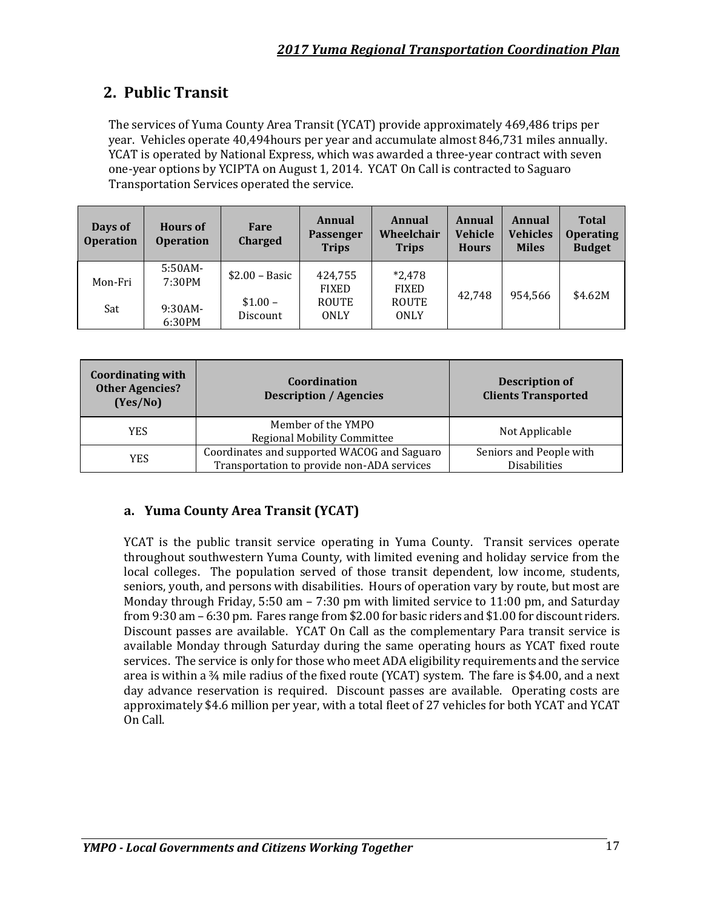## 2. Public Transit

The services of Yuma County Area Transit (YCAT) provide approximately 469,486 trips per year. Vehicles operate 40,494hours per year and accumulate almost 846,731 miles annually. YCAT is operated by National Express, which was awarded a three-year contract with seven one-year options by YCIPTA on August 1, 2014. YCAT On Call is contracted to Saguaro Transportation Services operated the service.

| Days of Operation | Hours of Operation | Fare Charged | Annual Passenger Trips | Annual Wheelchair Trips | Annual Vehicle Hours | Annual Vehicles Miles | Total Operating Budget |
|---|---|---|---|---|---|---|---|
| Mon-Fri<br>Sat | 5:50AM-7:30PM<br>9:30AM-6:30PM | $2.00 – Basic<br>$1.00 – Discount | 424,755 FIXED ROUTE ONLY | *2,478 FIXED ROUTE ONLY | 42,748 | 954,566 | $4.62M |

| Coordinating with Other Agencies? (Yes/No) | Coordination Description / Agencies | Description of Clients Transported |
|---|---|---|
| YES | Member of the YMPO Regional Mobility Committee | Not Applicable |
| YES | Coordinates and supported WACOG and Saguaro Transportation to provide non-ADA services | Seniors and People with Disabilities |

### a. Yuma County Area Transit (YCAT)

YCAT is the public transit service operating in Yuma County. Transit services operate throughout southwestern Yuma County, with limited evening and holiday service from the local colleges. The population served of those transit dependent, low income, students, seniors, youth, and persons with disabilities. Hours of operation vary by route, but most are Monday through Friday, 5:50 am – 7:30 pm with limited service to 11:00 pm, and Saturday from 9:30 am – 6:30 pm. Fares range from $2.00 for basic riders and $1.00 for discount riders. Discount passes are available. YCAT On Call as the complementary Para transit service is available Monday through Saturday during the same operating hours as YCAT fixed route services. The service is only for those who meet ADA eligibility requirements and the service area is within a ¾ mile radius of the fixed route (YCAT) system. The fare is $4.00, and a next day advance reservation is required. Discount passes are available. Operating costs are approximately $4.6 million per year, with a total fleet of 27 vehicles for both YCAT and YCAT On Call.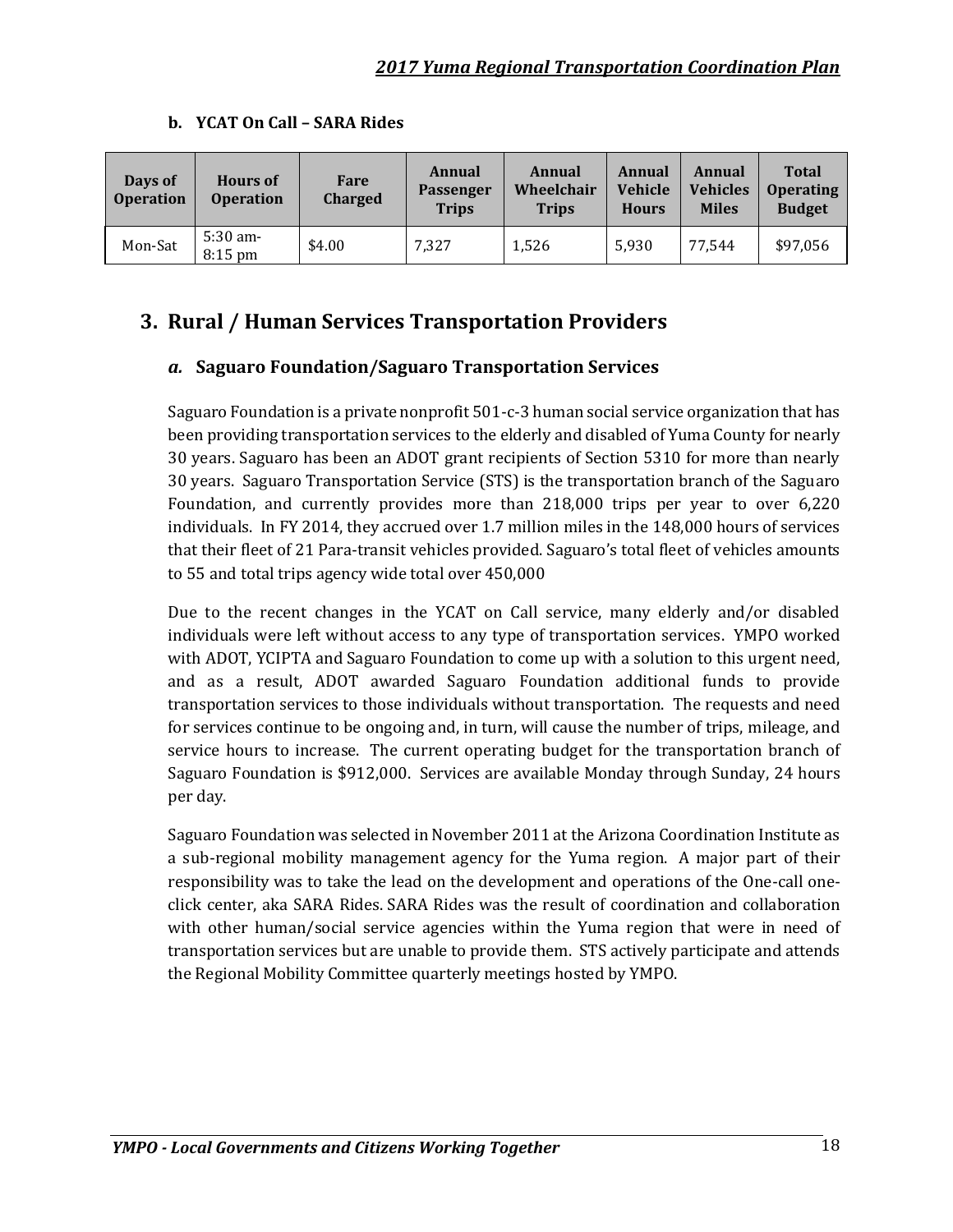**b. YCAT On Call – SARA Rides**

| Days of Operation | Hours of Operation | Fare Charged | Annual Passenger Trips | Annual Wheelchair Trips | Annual Vehicle Hours | Annual Vehicles Miles | Total Operating Budget |
|---|---|---|---|---|---|---|---|
| Mon-Sat | 5:30 am-8:15 pm | $4.00 | 7,327 | 1,526 | 5,930 | 77,544 | $97,056 |

## 3. Rural / Human Services Transportation Providers

### *a.* Saguaro Foundation/Saguaro Transportation Services

Saguaro Foundation is a private nonprofit 501-c-3 human social service organization that has been providing transportation services to the elderly and disabled of Yuma County for nearly 30 years. Saguaro has been an ADOT grant recipients of Section 5310 for more than nearly 30 years. Saguaro Transportation Service (STS) is the transportation branch of the Saguaro Foundation, and currently provides more than 218,000 trips per year to over 6,220 individuals. In FY 2014, they accrued over 1.7 million miles in the 148,000 hours of services that their fleet of 21 Para-transit vehicles provided. Saguaro's total fleet of vehicles amounts to 55 and total trips agency wide total over 450,000

Due to the recent changes in the YCAT on Call service, many elderly and/or disabled individuals were left without access to any type of transportation services. YMPO worked with ADOT, YCIPTA and Saguaro Foundation to come up with a solution to this urgent need, and as a result, ADOT awarded Saguaro Foundation additional funds to provide transportation services to those individuals without transportation. The requests and need for services continue to be ongoing and, in turn, will cause the number of trips, mileage, and service hours to increase. The current operating budget for the transportation branch of Saguaro Foundation is $912,000. Services are available Monday through Sunday, 24 hours per day.

Saguaro Foundation was selected in November 2011 at the Arizona Coordination Institute as a sub-regional mobility management agency for the Yuma region. A major part of their responsibility was to take the lead on the development and operations of the One-call one-click center, aka SARA Rides. SARA Rides was the result of coordination and collaboration with other human/social service agencies within the Yuma region that were in need of transportation services but are unable to provide them. STS actively participate and attends the Regional Mobility Committee quarterly meetings hosted by YMPO.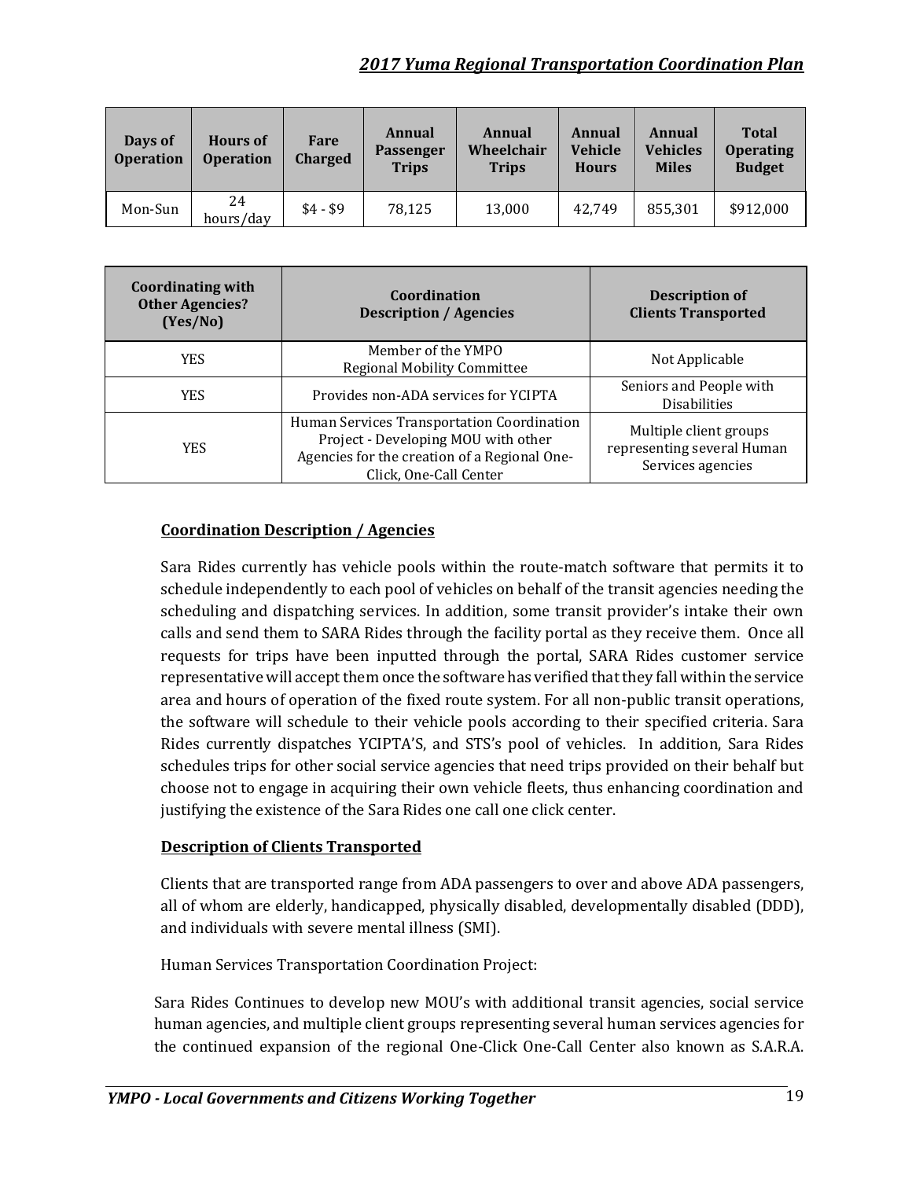| Days of Operation | Hours of Operation | Fare Charged | Annual Passenger Trips | Annual Wheelchair Trips | Annual Vehicle Hours | Annual Vehicles Miles | Total Operating Budget |
|---|---|---|---|---|---|---|---|
| Mon-Sun | 24 hours/day | $4 - $9 | 78,125 | 13,000 | 42,749 | 855,301 | $912,000 |

| Coordinating with Other Agencies? (Yes/No) | Coordination Description / Agencies | Description of Clients Transported |
|---|---|---|
| YES | Member of the YMPO Regional Mobility Committee | Not Applicable |
| YES | Provides non-ADA services for YCIPTA | Seniors and People with Disabilities |
| YES | Human Services Transportation Coordination Project - Developing MOU with other Agencies for the creation of a Regional One-Click, One-Call Center | Multiple client groups representing several Human Services agencies |

**Coordination Description / Agencies**

Sara Rides currently has vehicle pools within the route-match software that permits it to schedule independently to each pool of vehicles on behalf of the transit agencies needing the scheduling and dispatching services. In addition, some transit provider's intake their own calls and send them to SARA Rides through the facility portal as they receive them. Once all requests for trips have been inputted through the portal, SARA Rides customer service representative will accept them once the software has verified that they fall within the service area and hours of operation of the fixed route system. For all non-public transit operations, the software will schedule to their vehicle pools according to their specified criteria. Sara Rides currently dispatches YCIPTA'S, and STS's pool of vehicles. In addition, Sara Rides schedules trips for other social service agencies that need trips provided on their behalf but choose not to engage in acquiring their own vehicle fleets, thus enhancing coordination and justifying the existence of the Sara Rides one call one click center.

**Description of Clients Transported**

Clients that are transported range from ADA passengers to over and above ADA passengers, all of whom are elderly, handicapped, physically disabled, developmentally disabled (DDD), and individuals with severe mental illness (SMI).

Human Services Transportation Coordination Project:

Sara Rides Continues to develop new MOU's with additional transit agencies, social service human agencies, and multiple client groups representing several human services agencies for the continued expansion of the regional One-Click One-Call Center also known as S.A.R.A.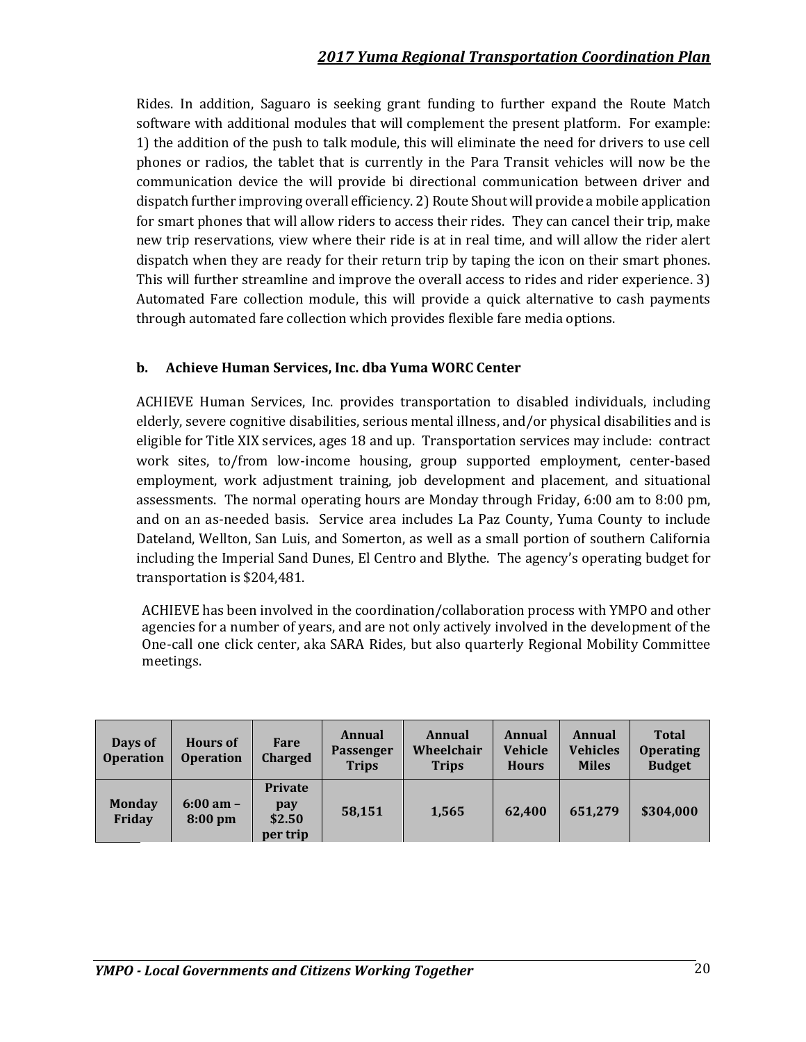Rides. In addition, Saguaro is seeking grant funding to further expand the Route Match software with additional modules that will complement the present platform. For example: 1) the addition of the push to talk module, this will eliminate the need for drivers to use cell phones or radios, the tablet that is currently in the Para Transit vehicles will now be the communication device the will provide bi directional communication between driver and dispatch further improving overall efficiency. 2) Route Shout will provide a mobile application for smart phones that will allow riders to access their rides. They can cancel their trip, make new trip reservations, view where their ride is at in real time, and will allow the rider alert dispatch when they are ready for their return trip by taping the icon on their smart phones. This will further streamline and improve the overall access to rides and rider experience. 3) Automated Fare collection module, this will provide a quick alternative to cash payments through automated fare collection which provides flexible fare media options.

**b. Achieve Human Services, Inc. dba Yuma WORC Center**

ACHIEVE Human Services, Inc. provides transportation to disabled individuals, including elderly, severe cognitive disabilities, serious mental illness, and/or physical disabilities and is eligible for Title XIX services, ages 18 and up. Transportation services may include: contract work sites, to/from low-income housing, group supported employment, center-based employment, work adjustment training, job development and placement, and situational assessments. The normal operating hours are Monday through Friday, 6:00 am to 8:00 pm, and on an as-needed basis. Service area includes La Paz County, Yuma County to include Dateland, Wellton, San Luis, and Somerton, as well as a small portion of southern California including the Imperial Sand Dunes, El Centro and Blythe. The agency's operating budget for transportation is $204,481.

ACHIEVE has been involved in the coordination/collaboration process with YMPO and other agencies for a number of years, and are not only actively involved in the development of the One-call one click center, aka SARA Rides, but also quarterly Regional Mobility Committee meetings.

| Days of Operation | Hours of Operation | Fare Charged | Annual Passenger Trips | Annual Wheelchair Trips | Annual Vehicle Hours | Annual Vehicles Miles | Total Operating Budget |
|---|---|---|---|---|---|---|---|
| Monday Friday | 6:00 am – 8:00 pm | Private pay $2.50 per trip | 58,151 | 1,565 | 62,400 | 651,279 | $304,000 |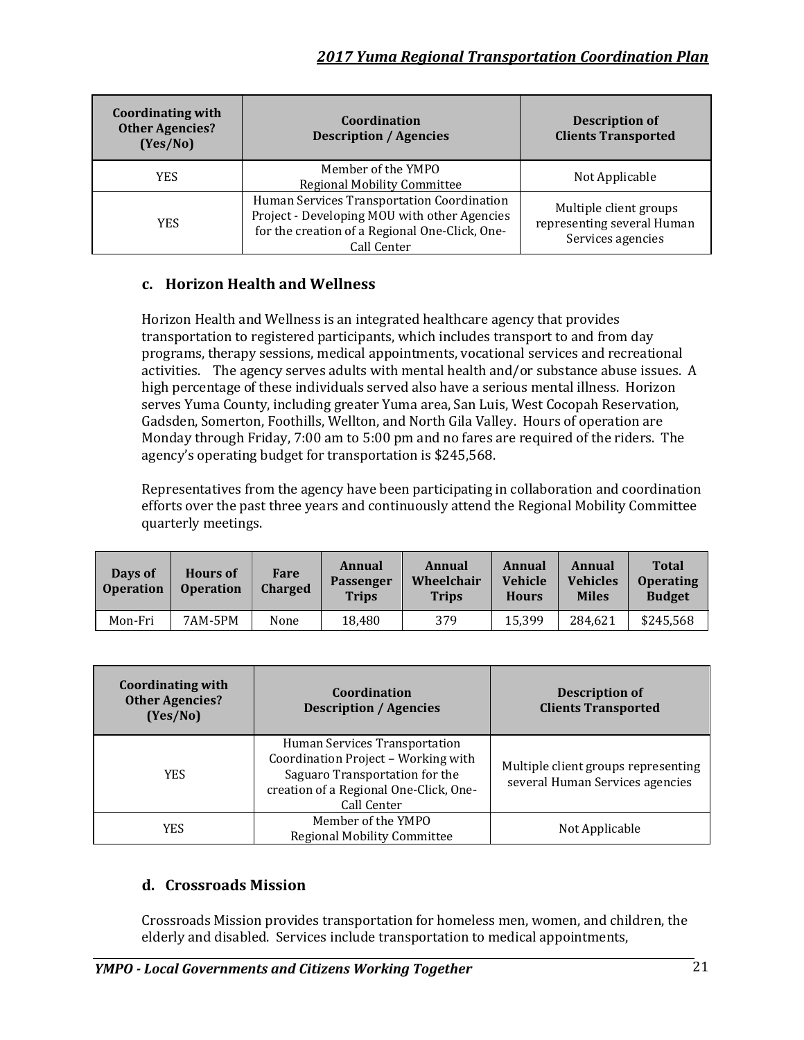| Coordinating with Other Agencies? (Yes/No) | Coordination Description / Agencies | Description of Clients Transported |
|---|---|---|
| YES | Member of the YMPO Regional Mobility Committee | Not Applicable |
| YES | Human Services Transportation Coordination Project - Developing MOU with other Agencies for the creation of a Regional One-Click, One-Call Center | Multiple client groups representing several Human Services agencies |

### c. Horizon Health and Wellness

Horizon Health and Wellness is an integrated healthcare agency that provides transportation to registered participants, which includes transport to and from day programs, therapy sessions, medical appointments, vocational services and recreational activities. The agency serves adults with mental health and/or substance abuse issues. A high percentage of these individuals served also have a serious mental illness. Horizon serves Yuma County, including greater Yuma area, San Luis, West Cocopah Reservation, Gadsden, Somerton, Foothills, Wellton, and North Gila Valley. Hours of operation are Monday through Friday, 7:00 am to 5:00 pm and no fares are required of the riders. The agency's operating budget for transportation is $245,568.

Representatives from the agency have been participating in collaboration and coordination efforts over the past three years and continuously attend the Regional Mobility Committee quarterly meetings.

| Days of Operation | Hours of Operation | Fare Charged | Annual Passenger Trips | Annual Wheelchair Trips | Annual Vehicle Hours | Annual Vehicles Miles | Total Operating Budget |
|---|---|---|---|---|---|---|---|
| Mon-Fri | 7AM-5PM | None | 18,480 | 379 | 15,399 | 284,621 | $245,568 |

| Coordinating with Other Agencies? (Yes/No) | Coordination Description / Agencies | Description of Clients Transported |
|---|---|---|
| YES | Human Services Transportation Coordination Project – Working with Saguaro Transportation for the creation of a Regional One-Click, One-Call Center | Multiple client groups representing several Human Services agencies |
| YES | Member of the YMPO Regional Mobility Committee | Not Applicable |

### d. Crossroads Mission

Crossroads Mission provides transportation for homeless men, women, and children, the elderly and disabled. Services include transportation to medical appointments,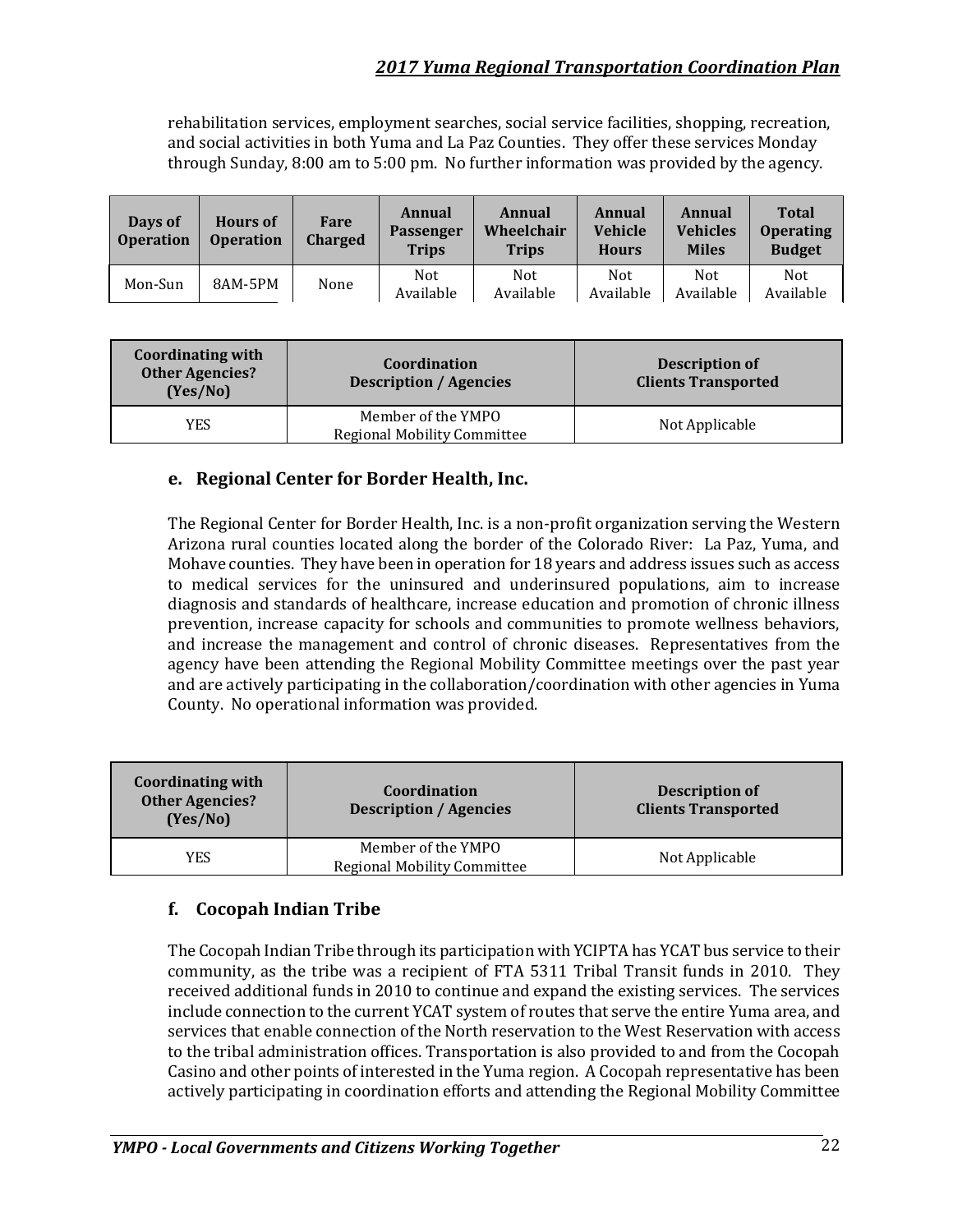rehabilitation services, employment searches, social service facilities, shopping, recreation, and social activities in both Yuma and La Paz Counties. They offer these services Monday through Sunday, 8:00 am to 5:00 pm. No further information was provided by the agency.

| Days of Operation | Hours of Operation | Fare Charged | Annual Passenger Trips | Annual Wheelchair Trips | Annual Vehicle Hours | Annual Vehicles Miles | Total Operating Budget |
|---|---|---|---|---|---|---|---|
| Mon-Sun | 8AM-5PM | None | Not Available | Not Available | Not Available | Not Available | Not Available |

| Coordinating with Other Agencies? (Yes/No) | Coordination Description / Agencies | Description of Clients Transported |
|---|---|---|
| YES | Member of the YMPO Regional Mobility Committee | Not Applicable |

### e. Regional Center for Border Health, Inc.

The Regional Center for Border Health, Inc. is a non-profit organization serving the Western Arizona rural counties located along the border of the Colorado River: La Paz, Yuma, and Mohave counties. They have been in operation for 18 years and address issues such as access to medical services for the uninsured and underinsured populations, aim to increase diagnosis and standards of healthcare, increase education and promotion of chronic illness prevention, increase capacity for schools and communities to promote wellness behaviors, and increase the management and control of chronic diseases. Representatives from the agency have been attending the Regional Mobility Committee meetings over the past year and are actively participating in the collaboration/coordination with other agencies in Yuma County. No operational information was provided.

| Coordinating with Other Agencies? (Yes/No) | Coordination Description / Agencies | Description of Clients Transported |
|---|---|---|
| YES | Member of the YMPO Regional Mobility Committee | Not Applicable |

### f. Cocopah Indian Tribe

The Cocopah Indian Tribe through its participation with YCIPTA has YCAT bus service to their community, as the tribe was a recipient of FTA 5311 Tribal Transit funds in 2010. They received additional funds in 2010 to continue and expand the existing services. The services include connection to the current YCAT system of routes that serve the entire Yuma area, and services that enable connection of the North reservation to the West Reservation with access to the tribal administration offices. Transportation is also provided to and from the Cocopah Casino and other points of interested in the Yuma region. A Cocopah representative has been actively participating in coordination efforts and attending the Regional Mobility Committee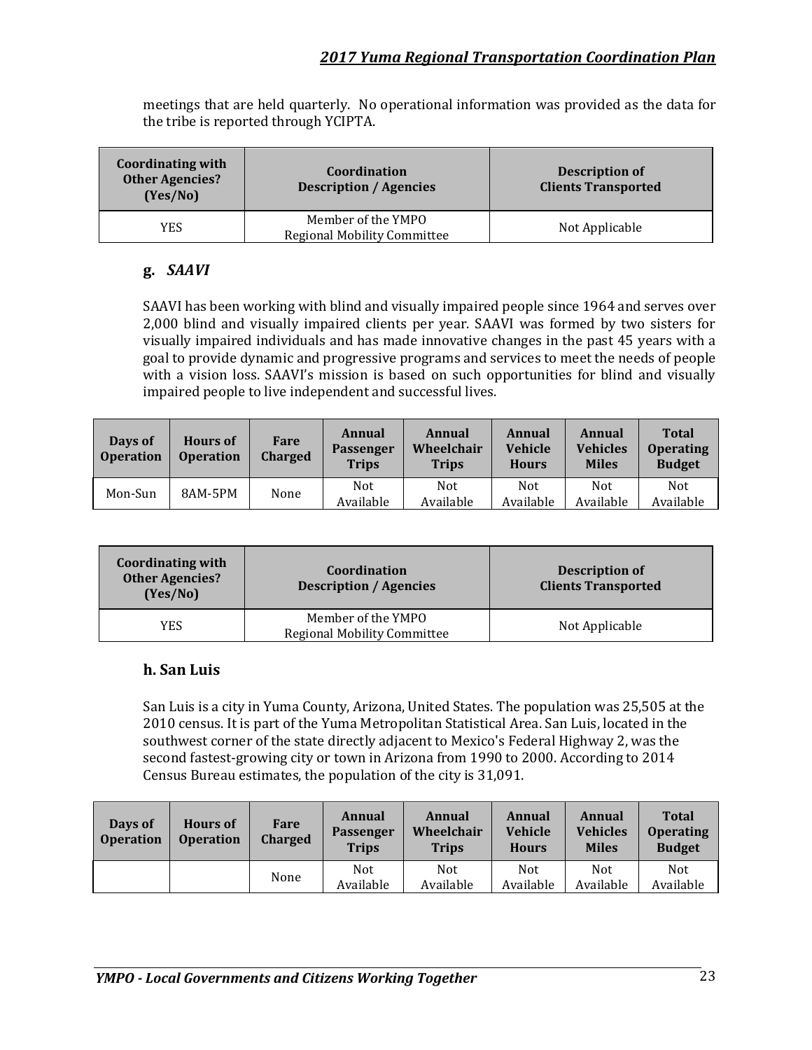meetings that are held quarterly. No operational information was provided as the data for the tribe is reported through YCIPTA.

| Coordinating with Other Agencies? (Yes/No) | Coordination Description / Agencies | Description of Clients Transported |
|---|---|---|
| YES | Member of the YMPO Regional Mobility Committee | Not Applicable |

## g. *SAAVI*

SAAVI has been working with blind and visually impaired people since 1964 and serves over 2,000 blind and visually impaired clients per year. SAAVI was formed by two sisters for visually impaired individuals and has made innovative changes in the past 45 years with a goal to provide dynamic and progressive programs and services to meet the needs of people with a vision loss. SAAVI's mission is based on such opportunities for blind and visually impaired people to live independent and successful lives.

| Days of Operation | Hours of Operation | Fare Charged | Annual Passenger Trips | Annual Wheelchair Trips | Annual Vehicle Hours | Annual Vehicles Miles | Total Operating Budget |
|---|---|---|---|---|---|---|---|
| Mon-Sun | 8AM-5PM | None | Not Available | Not Available | Not Available | Not Available | Not Available |

| Coordinating with Other Agencies? (Yes/No) | Coordination Description / Agencies | Description of Clients Transported |
|---|---|---|
| YES | Member of the YMPO Regional Mobility Committee | Not Applicable |

## h. San Luis

San Luis is a city in Yuma County, Arizona, United States. The population was 25,505 at the 2010 census. It is part of the Yuma Metropolitan Statistical Area. San Luis, located in the southwest corner of the state directly adjacent to Mexico's Federal Highway 2, was the second fastest-growing city or town in Arizona from 1990 to 2000. According to 2014 Census Bureau estimates, the population of the city is 31,091.

| Days of Operation | Hours of Operation | Fare Charged | Annual Passenger Trips | Annual Wheelchair Trips | Annual Vehicle Hours | Annual Vehicles Miles | Total Operating Budget |
|---|---|---|---|---|---|---|---|
| | | None | Not Available | Not Available | Not Available | Not Available | Not Available |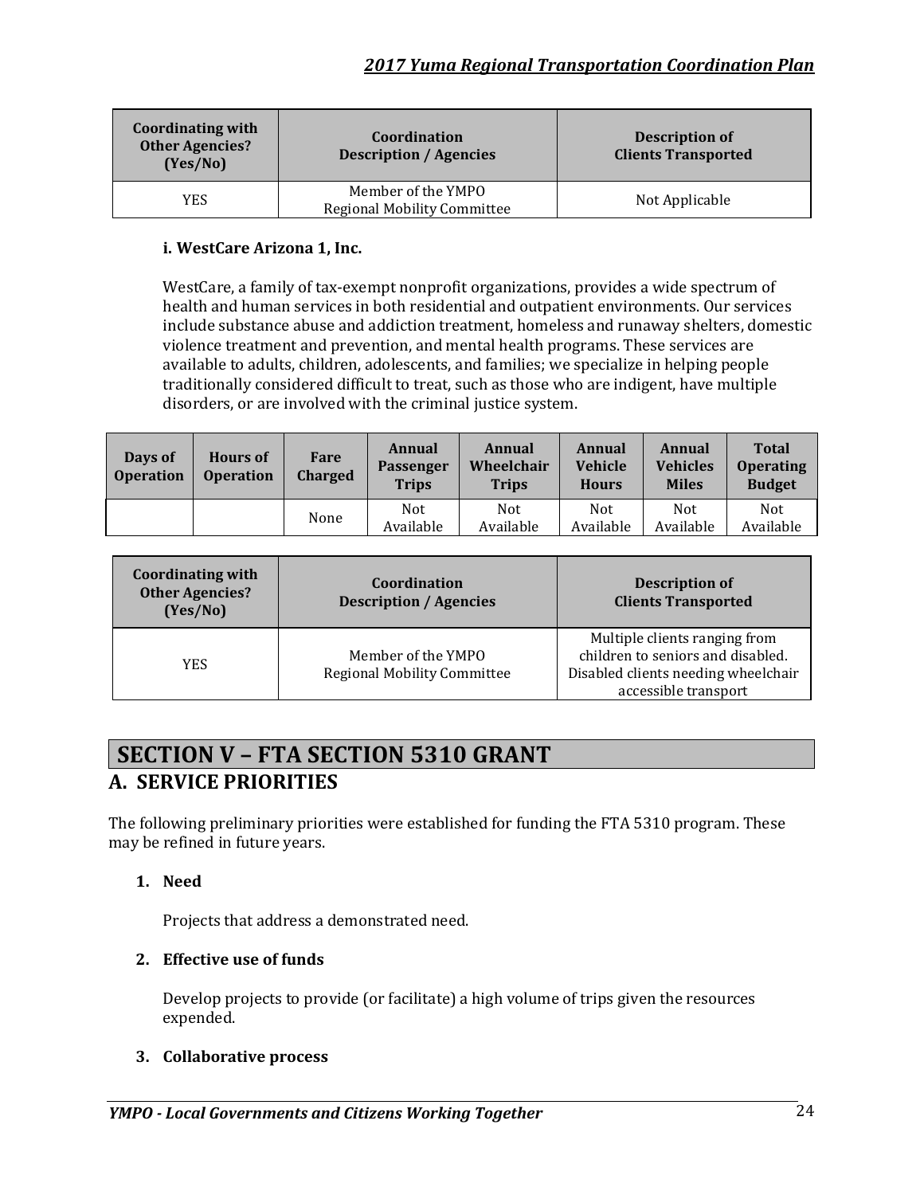| Coordinating with Other Agencies? (Yes/No) | Coordination Description / Agencies | Description of Clients Transported |
|---|---|---|
| YES | Member of the YMPO Regional Mobility Committee | Not Applicable |

**i. WestCare Arizona 1, Inc.**

WestCare, a family of tax-exempt nonprofit organizations, provides a wide spectrum of health and human services in both residential and outpatient environments. Our services include substance abuse and addiction treatment, homeless and runaway shelters, domestic violence treatment and prevention, and mental health programs. These services are available to adults, children, adolescents, and families; we specialize in helping people traditionally considered difficult to treat, such as those who are indigent, have multiple disorders, or are involved with the criminal justice system.

| Days of Operation | Hours of Operation | Fare Charged | Annual Passenger Trips | Annual Wheelchair Trips | Annual Vehicle Hours | Annual Vehicles Miles | Total Operating Budget |
|---|---|---|---|---|---|---|---|
| | | None | Not Available | Not Available | Not Available | Not Available | Not Available |

| Coordinating with Other Agencies? (Yes/No) | Coordination Description / Agencies | Description of Clients Transported |
|---|---|---|
| YES | Member of the YMPO Regional Mobility Committee | Multiple clients ranging from children to seniors and disabled. Disabled clients needing wheelchair accessible transport |

# SECTION V – FTA SECTION 5310 GRANT

## A. SERVICE PRIORITIES

The following preliminary priorities were established for funding the FTA 5310 program. These may be refined in future years.

1. **Need**

   Projects that address a demonstrated need.

2. **Effective use of funds**

   Develop projects to provide (or facilitate) a high volume of trips given the resources expended.

3. **Collaborative process**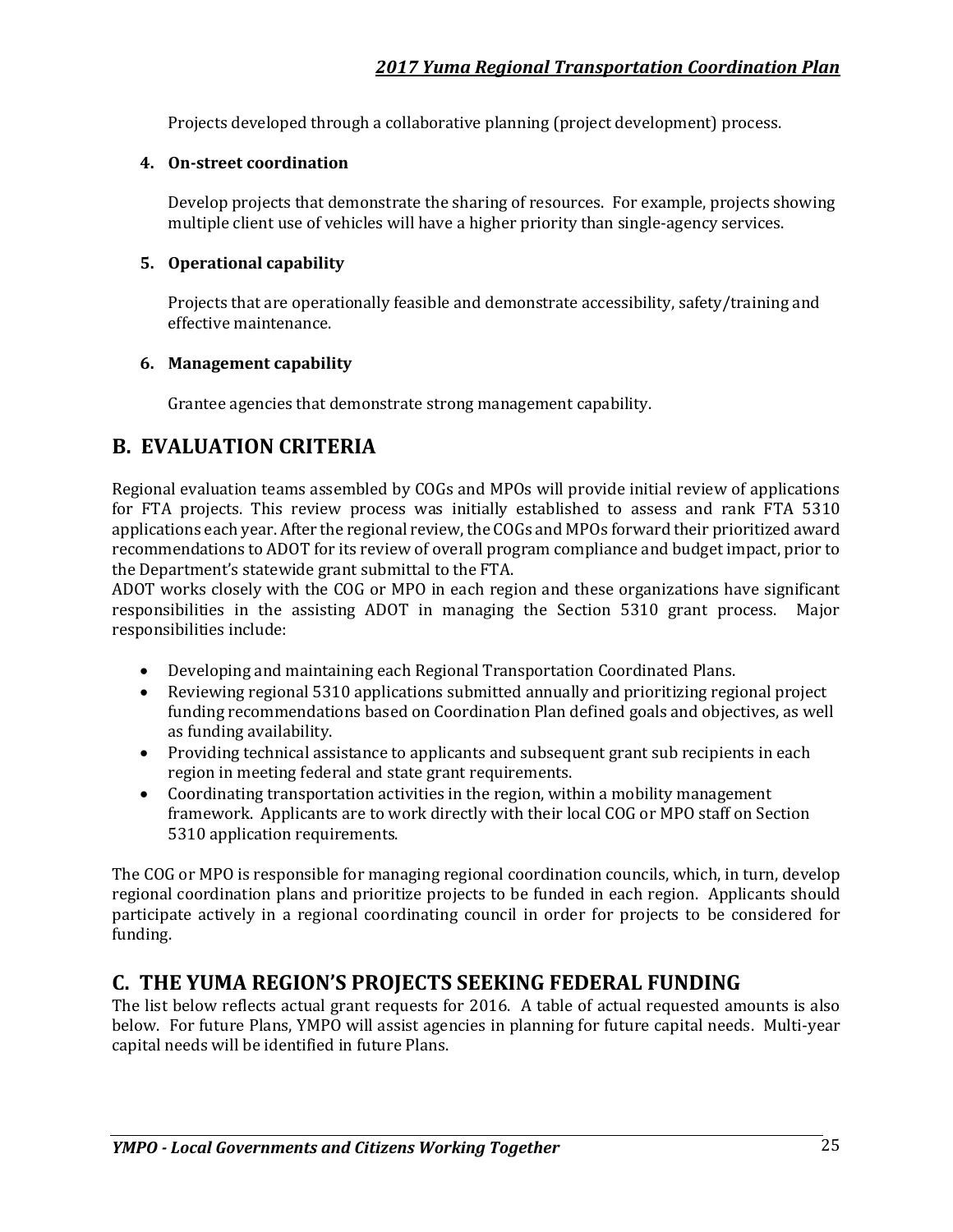Projects developed through a collaborative planning (project development) process.

**4. On-street coordination**

Develop projects that demonstrate the sharing of resources. For example, projects showing multiple client use of vehicles will have a higher priority than single-agency services.

**5. Operational capability**

Projects that are operationally feasible and demonstrate accessibility, safety/training and effective maintenance.

**6. Management capability**

Grantee agencies that demonstrate strong management capability.

## B. EVALUATION CRITERIA

Regional evaluation teams assembled by COGs and MPOs will provide initial review of applications for FTA projects. This review process was initially established to assess and rank FTA 5310 applications each year. After the regional review, the COGs and MPOs forward their prioritized award recommendations to ADOT for its review of overall program compliance and budget impact, prior to the Department's statewide grant submittal to the FTA.

ADOT works closely with the COG or MPO in each region and these organizations have significant responsibilities in the assisting ADOT in managing the Section 5310 grant process. Major responsibilities include:

- Developing and maintaining each Regional Transportation Coordinated Plans.
- Reviewing regional 5310 applications submitted annually and prioritizing regional project funding recommendations based on Coordination Plan defined goals and objectives, as well as funding availability.
- Providing technical assistance to applicants and subsequent grant sub recipients in each region in meeting federal and state grant requirements.
- Coordinating transportation activities in the region, within a mobility management framework. Applicants are to work directly with their local COG or MPO staff on Section 5310 application requirements.

The COG or MPO is responsible for managing regional coordination councils, which, in turn, develop regional coordination plans and prioritize projects to be funded in each region. Applicants should participate actively in a regional coordinating council in order for projects to be considered for funding.

## C. THE YUMA REGION'S PROJECTS SEEKING FEDERAL FUNDING

The list below reflects actual grant requests for 2016. A table of actual requested amounts is also below. For future Plans, YMPO will assist agencies in planning for future capital needs. Multi-year capital needs will be identified in future Plans.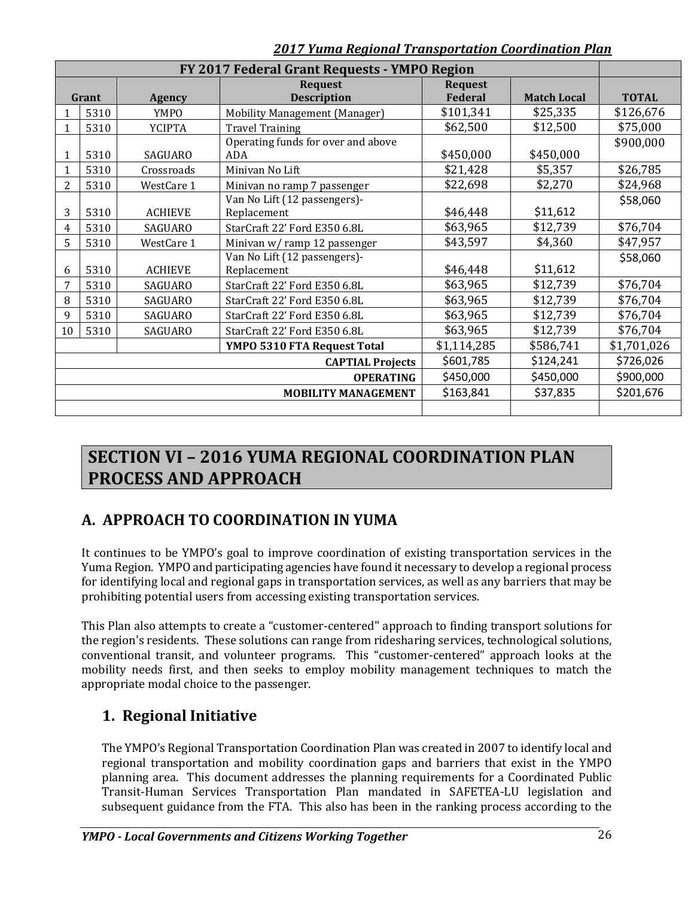| FY 2017 Federal Grant Requests - YMPO Region | | | | | | |
|---|---|---|---|---|---|---|
| Grant | | Agency | Request Description | Request Federal | Match Local | TOTAL |
| 1 | 5310 | YMPO | Mobility Management (Manager) | $101,341 | $25,335 | $126,676 |
| 1 | 5310 | YCIPTA | Travel Training | $62,500 | $12,500 | $75,000 |
| 1 | 5310 | SAGUARO | Operating funds for over and above ADA | $450,000 | $450,000 | $900,000 |
| 1 | 5310 | Crossroads | Minivan No Lift | $21,428 | $5,357 | $26,785 |
| 2 | 5310 | WestCare 1 | Minivan no ramp 7 passenger | $22,698 | $2,270 | $24,968 |
| 3 | 5310 | ACHIEVE | Van No Lift (12 passengers)-Replacement | $46,448 | $11,612 | $58,060 |
| 4 | 5310 | SAGUARO | StarCraft 22' Ford E350 6.8L | $63,965 | $12,739 | $76,704 |
| 5 | 5310 | WestCare 1 | Minivan w/ ramp 12 passenger | $43,597 | $4,360 | $47,957 |
| 6 | 5310 | ACHIEVE | Van No Lift (12 passengers)-Replacement | $46,448 | $11,612 | $58,060 |
| 7 | 5310 | SAGUARO | StarCraft 22' Ford E350 6.8L | $63,965 | $12,739 | $76,704 |
| 8 | 5310 | SAGUARO | StarCraft 22' Ford E350 6.8L | $63,965 | $12,739 | $76,704 |
| 9 | 5310 | SAGUARO | StarCraft 22' Ford E350 6.8L | $63,965 | $12,739 | $76,704 |
| 10 | 5310 | SAGUARO | StarCraft 22' Ford E350 6.8L | $63,965 | $12,739 | $76,704 |
| | | | **YMPO 5310 FTA Request Total** | $1,114,285 | $586,741 | $1,701,026 |
| | | | **CAPTIAL Projects** | $601,785 | $124,241 | $726,026 |
| | | | **OPERATING** | $450,000 | $450,000 | $900,000 |
| | | | **MOBILITY MANAGEMENT** | $163,841 | $37,835 | $201,676 |
| | | | | | | |

# SECTION VI – 2016 YUMA REGIONAL COORDINATION PLAN PROCESS AND APPROACH

## A. APPROACH TO COORDINATION IN YUMA

It continues to be YMPO's goal to improve coordination of existing transportation services in the Yuma Region. YMPO and participating agencies have found it necessary to develop a regional process for identifying local and regional gaps in transportation services, as well as any barriers that may be prohibiting potential users from accessing existing transportation services.

This Plan also attempts to create a "customer-centered" approach to finding transport solutions for the region's residents. These solutions can range from ridesharing services, technological solutions, conventional transit, and volunteer programs. This "customer-centered" approach looks at the mobility needs first, and then seeks to employ mobility management techniques to match the appropriate modal choice to the passenger.

### 1. Regional Initiative

The YMPO's Regional Transportation Coordination Plan was created in 2007 to identify local and regional transportation and mobility coordination gaps and barriers that exist in the YMPO planning area. This document addresses the planning requirements for a Coordinated Public Transit-Human Services Transportation Plan mandated in SAFETEA-LU legislation and subsequent guidance from the FTA. This also has been in the ranking process according to the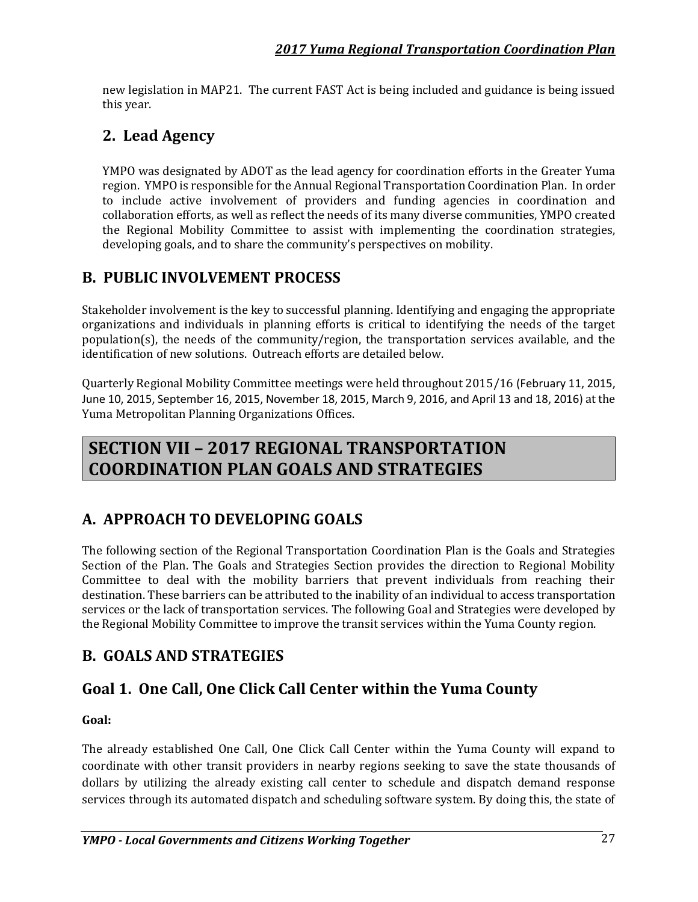new legislation in MAP21. The current FAST Act is being included and guidance is being issued this year.

### 2. Lead Agency

YMPO was designated by ADOT as the lead agency for coordination efforts in the Greater Yuma region. YMPO is responsible for the Annual Regional Transportation Coordination Plan. In order to include active involvement of providers and funding agencies in coordination and collaboration efforts, as well as reflect the needs of its many diverse communities, YMPO created the Regional Mobility Committee to assist with implementing the coordination strategies, developing goals, and to share the community's perspectives on mobility.

## B. PUBLIC INVOLVEMENT PROCESS

Stakeholder involvement is the key to successful planning. Identifying and engaging the appropriate organizations and individuals in planning efforts is critical to identifying the needs of the target population(s), the needs of the community/region, the transportation services available, and the identification of new solutions. Outreach efforts are detailed below.

Quarterly Regional Mobility Committee meetings were held throughout 2015/16 (February 11, 2015, June 10, 2015, September 16, 2015, November 18, 2015, March 9, 2016, and April 13 and 18, 2016) at the Yuma Metropolitan Planning Organizations Offices.

# SECTION VII – 2017 REGIONAL TRANSPORTATION COORDINATION PLAN GOALS AND STRATEGIES

## A. APPROACH TO DEVELOPING GOALS

The following section of the Regional Transportation Coordination Plan is the Goals and Strategies Section of the Plan. The Goals and Strategies Section provides the direction to Regional Mobility Committee to deal with the mobility barriers that prevent individuals from reaching their destination. These barriers can be attributed to the inability of an individual to access transportation services or the lack of transportation services. The following Goal and Strategies were developed by the Regional Mobility Committee to improve the transit services within the Yuma County region.

## B. GOALS AND STRATEGIES

### Goal 1. One Call, One Click Call Center within the Yuma County

**Goal:**

The already established One Call, One Click Call Center within the Yuma County will expand to coordinate with other transit providers in nearby regions seeking to save the state thousands of dollars by utilizing the already existing call center to schedule and dispatch demand response services through its automated dispatch and scheduling software system. By doing this, the state of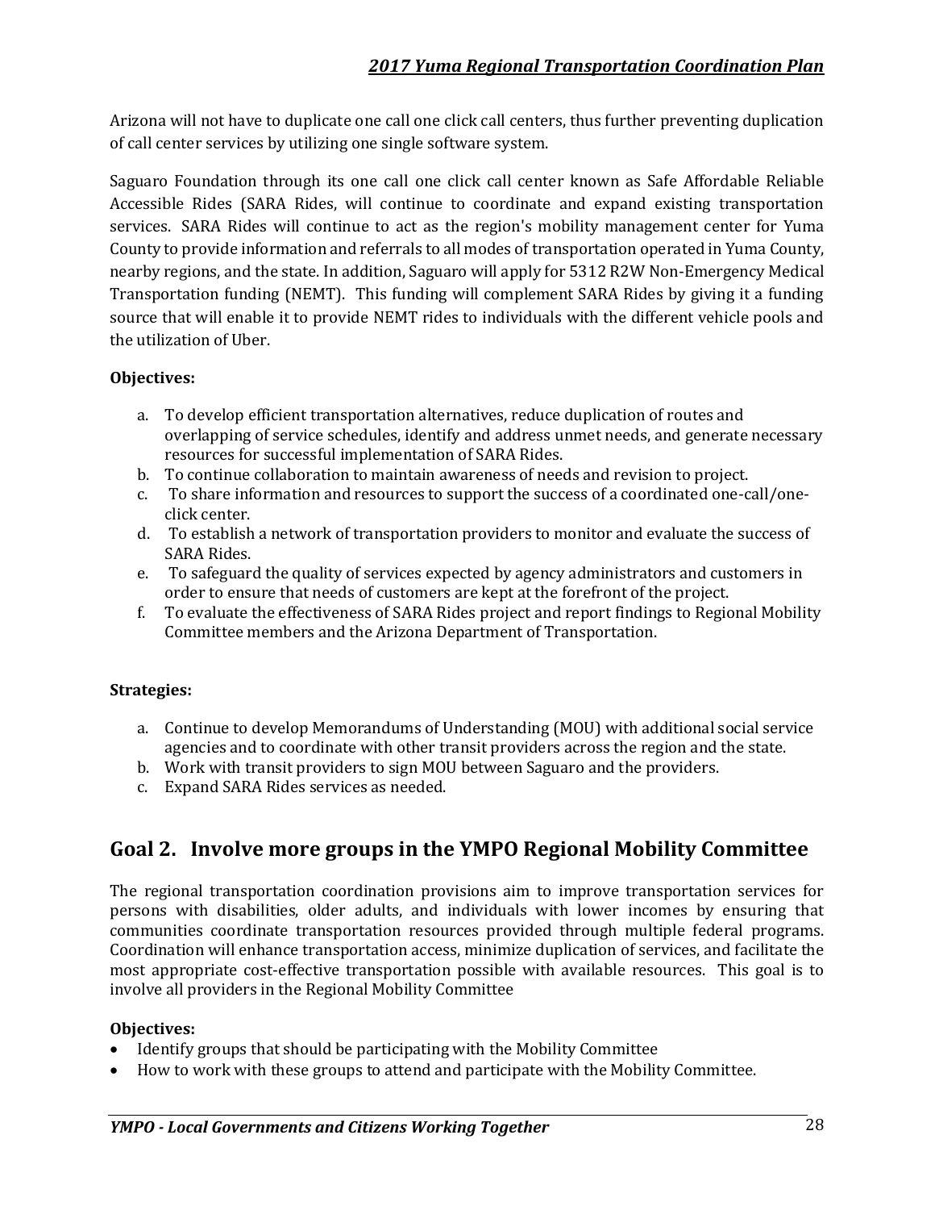Arizona will not have to duplicate one call one click call centers, thus further preventing duplication of call center services by utilizing one single software system.

Saguaro Foundation through its one call one click call center known as Safe Affordable Reliable Accessible Rides (SARA Rides, will continue to coordinate and expand existing transportation services. SARA Rides will continue to act as the region's mobility management center for Yuma County to provide information and referrals to all modes of transportation operated in Yuma County, nearby regions, and the state. In addition, Saguaro will apply for 5312 R2W Non-Emergency Medical Transportation funding (NEMT). This funding will complement SARA Rides by giving it a funding source that will enable it to provide NEMT rides to individuals with the different vehicle pools and the utilization of Uber.

**Objectives:**

a. To develop efficient transportation alternatives, reduce duplication of routes and overlapping of service schedules, identify and address unmet needs, and generate necessary resources for successful implementation of SARA Rides.
b. To continue collaboration to maintain awareness of needs and revision to project.
c. To share information and resources to support the success of a coordinated one-call/one-click center.
d. To establish a network of transportation providers to monitor and evaluate the success of SARA Rides.
e. To safeguard the quality of services expected by agency administrators and customers in order to ensure that needs of customers are kept at the forefront of the project.
f. To evaluate the effectiveness of SARA Rides project and report findings to Regional Mobility Committee members and the Arizona Department of Transportation.

**Strategies:**

a. Continue to develop Memorandums of Understanding (MOU) with additional social service agencies and to coordinate with other transit providers across the region and the state.
b. Work with transit providers to sign MOU between Saguaro and the providers.
c. Expand SARA Rides services as needed.

## Goal 2. Involve more groups in the YMPO Regional Mobility Committee

The regional transportation coordination provisions aim to improve transportation services for persons with disabilities, older adults, and individuals with lower incomes by ensuring that communities coordinate transportation resources provided through multiple federal programs. Coordination will enhance transportation access, minimize duplication of services, and facilitate the most appropriate cost-effective transportation possible with available resources. This goal is to involve all providers in the Regional Mobility Committee

**Objectives:**

- Identify groups that should be participating with the Mobility Committee
- How to work with these groups to attend and participate with the Mobility Committee.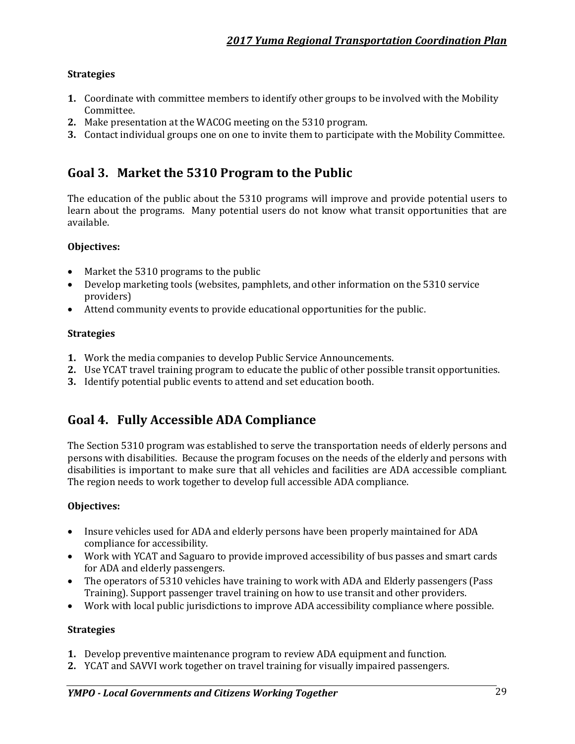**Strategies**

1. Coordinate with committee members to identify other groups to be involved with the Mobility Committee.
2. Make presentation at the WACOG meeting on the 5310 program.
3. Contact individual groups one on one to invite them to participate with the Mobility Committee.

## Goal 3. Market the 5310 Program to the Public

The education of the public about the 5310 programs will improve and provide potential users to learn about the programs. Many potential users do not know what transit opportunities that are available.

**Objectives:**

- Market the 5310 programs to the public
- Develop marketing tools (websites, pamphlets, and other information on the 5310 service providers)
- Attend community events to provide educational opportunities for the public.

**Strategies**

1. Work the media companies to develop Public Service Announcements.
2. Use YCAT travel training program to educate the public of other possible transit opportunities.
3. Identify potential public events to attend and set education booth.

## Goal 4. Fully Accessible ADA Compliance

The Section 5310 program was established to serve the transportation needs of elderly persons and persons with disabilities. Because the program focuses on the needs of the elderly and persons with disabilities is important to make sure that all vehicles and facilities are ADA accessible compliant. The region needs to work together to develop full accessible ADA compliance.

**Objectives:**

- Insure vehicles used for ADA and elderly persons have been properly maintained for ADA compliance for accessibility.
- Work with YCAT and Saguaro to provide improved accessibility of bus passes and smart cards for ADA and elderly passengers.
- The operators of 5310 vehicles have training to work with ADA and Elderly passengers (Pass Training). Support passenger travel training on how to use transit and other providers.
- Work with local public jurisdictions to improve ADA accessibility compliance where possible.

**Strategies**

1. Develop preventive maintenance program to review ADA equipment and function.
2. YCAT and SAVVI work together on travel training for visually impaired passengers.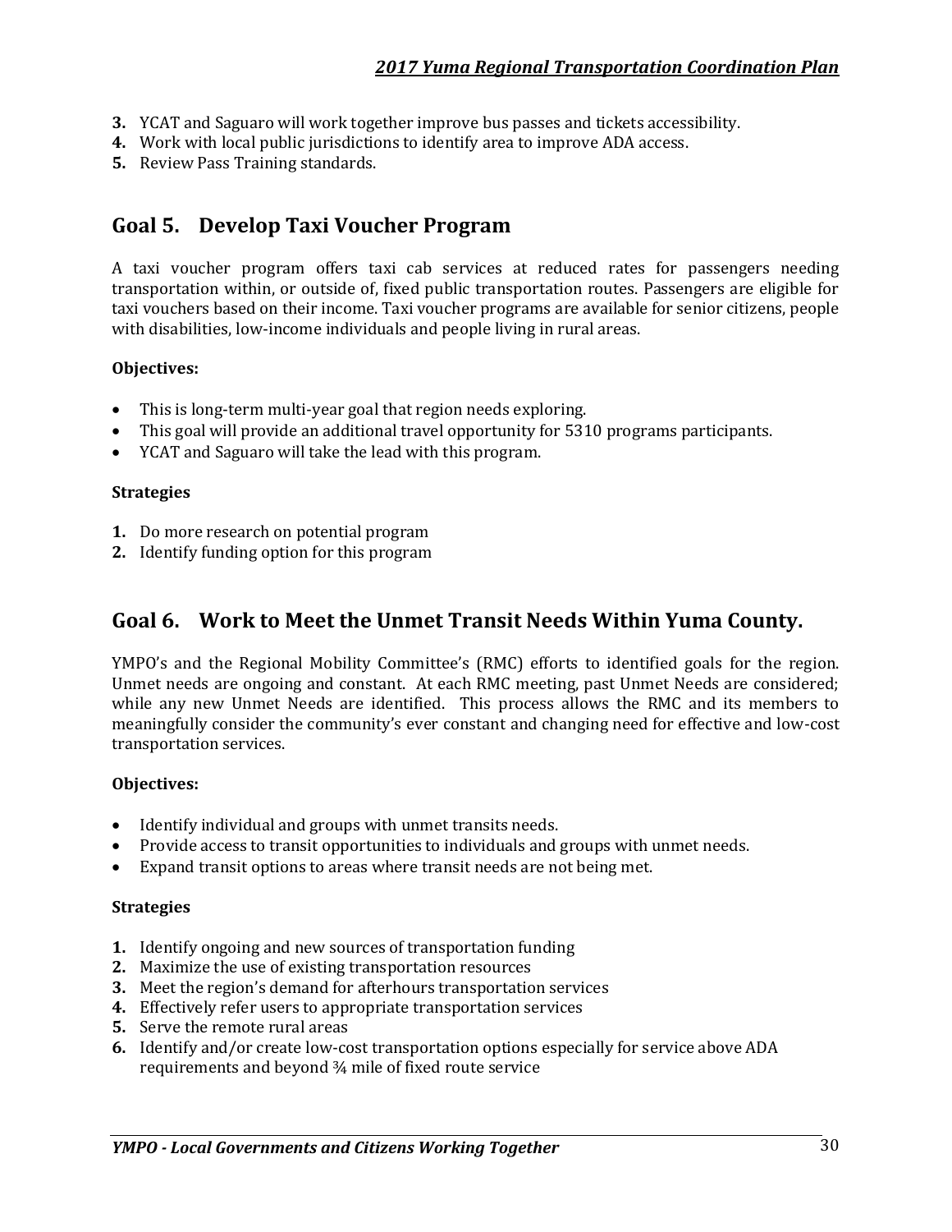3. YCAT and Saguaro will work together improve bus passes and tickets accessibility.
4. Work with local public jurisdictions to identify area to improve ADA access.
5. Review Pass Training standards.

## Goal 5. Develop Taxi Voucher Program

A taxi voucher program offers taxi cab services at reduced rates for passengers needing transportation within, or outside of, fixed public transportation routes. Passengers are eligible for taxi vouchers based on their income. Taxi voucher programs are available for senior citizens, people with disabilities, low-income individuals and people living in rural areas.

**Objectives:**

- This is long-term multi-year goal that region needs exploring.
- This goal will provide an additional travel opportunity for 5310 programs participants.
- YCAT and Saguaro will take the lead with this program.

**Strategies**

1. Do more research on potential program
2. Identify funding option for this program

## Goal 6. Work to Meet the Unmet Transit Needs Within Yuma County.

YMPO's and the Regional Mobility Committee's (RMC) efforts to identified goals for the region. Unmet needs are ongoing and constant. At each RMC meeting, past Unmet Needs are considered; while any new Unmet Needs are identified. This process allows the RMC and its members to meaningfully consider the community's ever constant and changing need for effective and low-cost transportation services.

**Objectives:**

- Identify individual and groups with unmet transits needs.
- Provide access to transit opportunities to individuals and groups with unmet needs.
- Expand transit options to areas where transit needs are not being met.

**Strategies**

1. Identify ongoing and new sources of transportation funding
2. Maximize the use of existing transportation resources
3. Meet the region's demand for afterhours transportation services
4. Effectively refer users to appropriate transportation services
5. Serve the remote rural areas
6. Identify and/or create low-cost transportation options especially for service above ADA requirements and beyond ¾ mile of fixed route service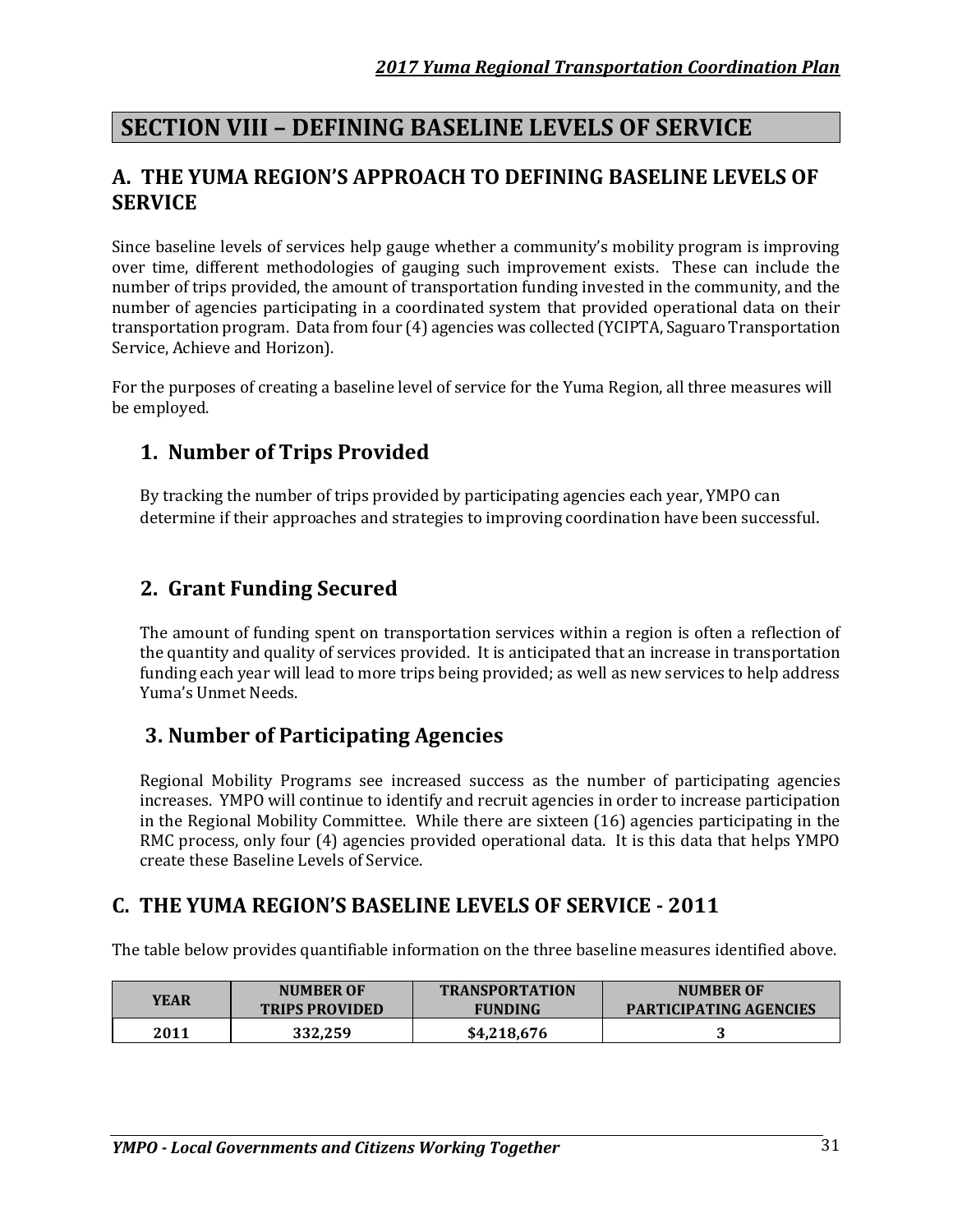# SECTION VIII – DEFINING BASELINE LEVELS OF SERVICE

## A. THE YUMA REGION'S APPROACH TO DEFINING BASELINE LEVELS OF SERVICE

Since baseline levels of services help gauge whether a community's mobility program is improving over time, different methodologies of gauging such improvement exists. These can include the number of trips provided, the amount of transportation funding invested in the community, and the number of agencies participating in a coordinated system that provided operational data on their transportation program. Data from four (4) agencies was collected (YCIPTA, Saguaro Transportation Service, Achieve and Horizon).

For the purposes of creating a baseline level of service for the Yuma Region, all three measures will be employed.

### 1. Number of Trips Provided

By tracking the number of trips provided by participating agencies each year, YMPO can determine if their approaches and strategies to improving coordination have been successful.

### 2. Grant Funding Secured

The amount of funding spent on transportation services within a region is often a reflection of the quantity and quality of services provided. It is anticipated that an increase in transportation funding each year will lead to more trips being provided; as well as new services to help address Yuma's Unmet Needs.

### 3. Number of Participating Agencies

Regional Mobility Programs see increased success as the number of participating agencies increases. YMPO will continue to identify and recruit agencies in order to increase participation in the Regional Mobility Committee. While there are sixteen (16) agencies participating in the RMC process, only four (4) agencies provided operational data. It is this data that helps YMPO create these Baseline Levels of Service.

## C. THE YUMA REGION'S BASELINE LEVELS OF SERVICE - 2011

The table below provides quantifiable information on the three baseline measures identified above.

| YEAR | NUMBER OF TRIPS PROVIDED | TRANSPORTATION FUNDING | NUMBER OF PARTICIPATING AGENCIES |
|---|---|---|---|
| 2011 | 332,259 | $4,218,676 | 3 |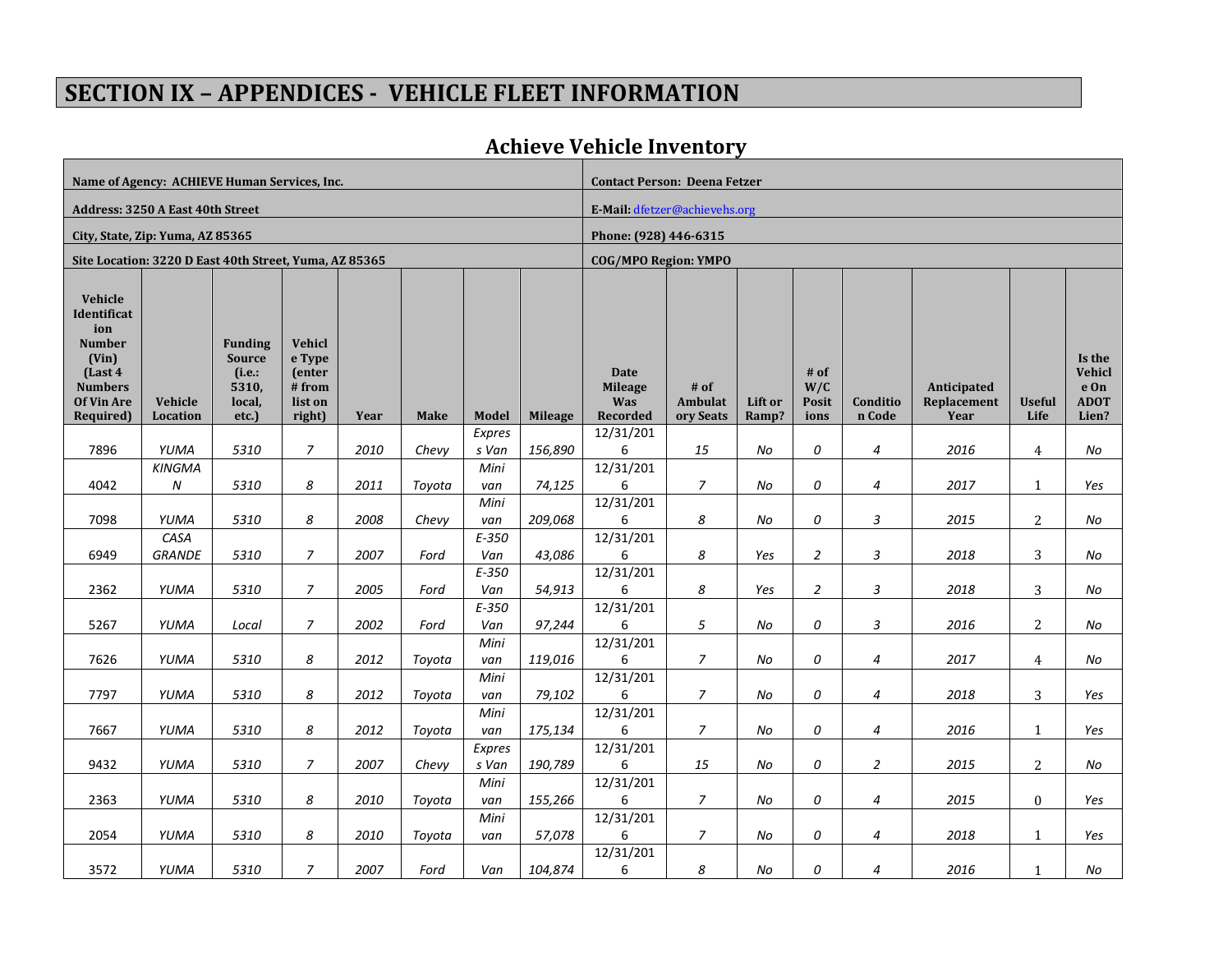# SECTION IX – APPENDICES - VEHICLE FLEET INFORMATION

## Achieve Vehicle Inventory

| | |
|---|---|
| **Name of Agency: ACHIEVE Human Services, Inc.** | **Contact Person: Deena Fetzer** |
| **Address: 3250 A East 40th Street** | **E-Mail:** dfetzer@achievehs.org |
| **City, State, Zip: Yuma, AZ 85365** | **Phone: (928) 446-6315** |
| **Site Location: 3220 D East 40th Street, Yuma, AZ 85365** | **COG/MPO Region: YMPO** |

| Vehicle Identification Number (Vin) (Last 4 Numbers Of Vin Are Required) | Vehicle Location | Funding Source (i.e.: 5310, local, etc.) | Vehicle Type (enter # from list on right) | Year | Make | Model | Mileage | Date Mileage Was Recorded | # of Ambulatory Seats | Lift or Ramp? | # of W/C Positions | Condition Code | Anticipated Replacement Year | Useful Life | Is the Vehicle On ADOT Lien? |
|---|---|---|---|---|---|---|---|---|---|---|---|---|---|---|---|
| 7896 | *YUMA* | *5310* | *7* | *2010* | *Chevy* | *Express Van* | *156,890* | 12/31/2016 | *15* | *No* | *0* | *4* | *2016* | 4 | *No* |
| 4042 | *KINGMAN* | *5310* | *8* | *2011* | *Toyota* | *Mini van* | *74,125* | 12/31/2016 | *7* | *No* | *0* | *4* | *2017* | 1 | *Yes* |
| 7098 | *YUMA* | *5310* | *8* | *2008* | *Chevy* | *Mini van* | *209,068* | 12/31/2016 | *8* | *No* | *0* | *3* | *2015* | 2 | *No* |
| 6949 | *CASA GRANDE* | *5310* | *7* | *2007* | *Ford* | *E-350 Van* | *43,086* | 12/31/2016 | *8* | *Yes* | *2* | *3* | *2018* | 3 | *No* |
| 2362 | *YUMA* | *5310* | *7* | *2005* | *Ford* | *E-350 Van* | *54,913* | 12/31/2016 | *8* | *Yes* | *2* | *3* | *2018* | 3 | *No* |
| 5267 | *YUMA* | *Local* | *7* | *2002* | *Ford* | *E-350 Van* | *97,244* | 12/31/2016 | *5* | *No* | *0* | *3* | *2016* | 2 | *No* |
| 7626 | *YUMA* | *5310* | *8* | *2012* | *Toyota* | *Mini van* | *119,016* | 12/31/2016 | *7* | *No* | *0* | *4* | *2017* | 4 | *No* |
| 7797 | *YUMA* | *5310* | *8* | *2012* | *Toyota* | *Mini van* | *79,102* | 12/31/2016 | *7* | *No* | *0* | *4* | *2018* | 3 | *Yes* |
| 7667 | *YUMA* | *5310* | *8* | *2012* | *Toyota* | *Mini van* | *175,134* | 12/31/2016 | *7* | *No* | *0* | *4* | *2016* | 1 | *Yes* |
| 9432 | *YUMA* | *5310* | *7* | *2007* | *Chevy* | *Express Van* | *190,789* | 12/31/2016 | *15* | *No* | *0* | *2* | *2015* | 2 | *No* |
| 2363 | *YUMA* | *5310* | *8* | *2010* | *Toyota* | *Mini van* | *155,266* | 12/31/2016 | *7* | *No* | *0* | *4* | *2015* | 0 | *Yes* |
| 2054 | *YUMA* | *5310* | *8* | *2010* | *Toyota* | *Mini van* | *57,078* | 12/31/2016 | *7* | *No* | *0* | *4* | *2018* | 1 | *Yes* |
| 3572 | *YUMA* | *5310* | *7* | *2007* | *Ford* | *Van* | *104,874* | 12/31/2016 | *8* | *No* | *0* | *4* | *2016* | 1 | *No* |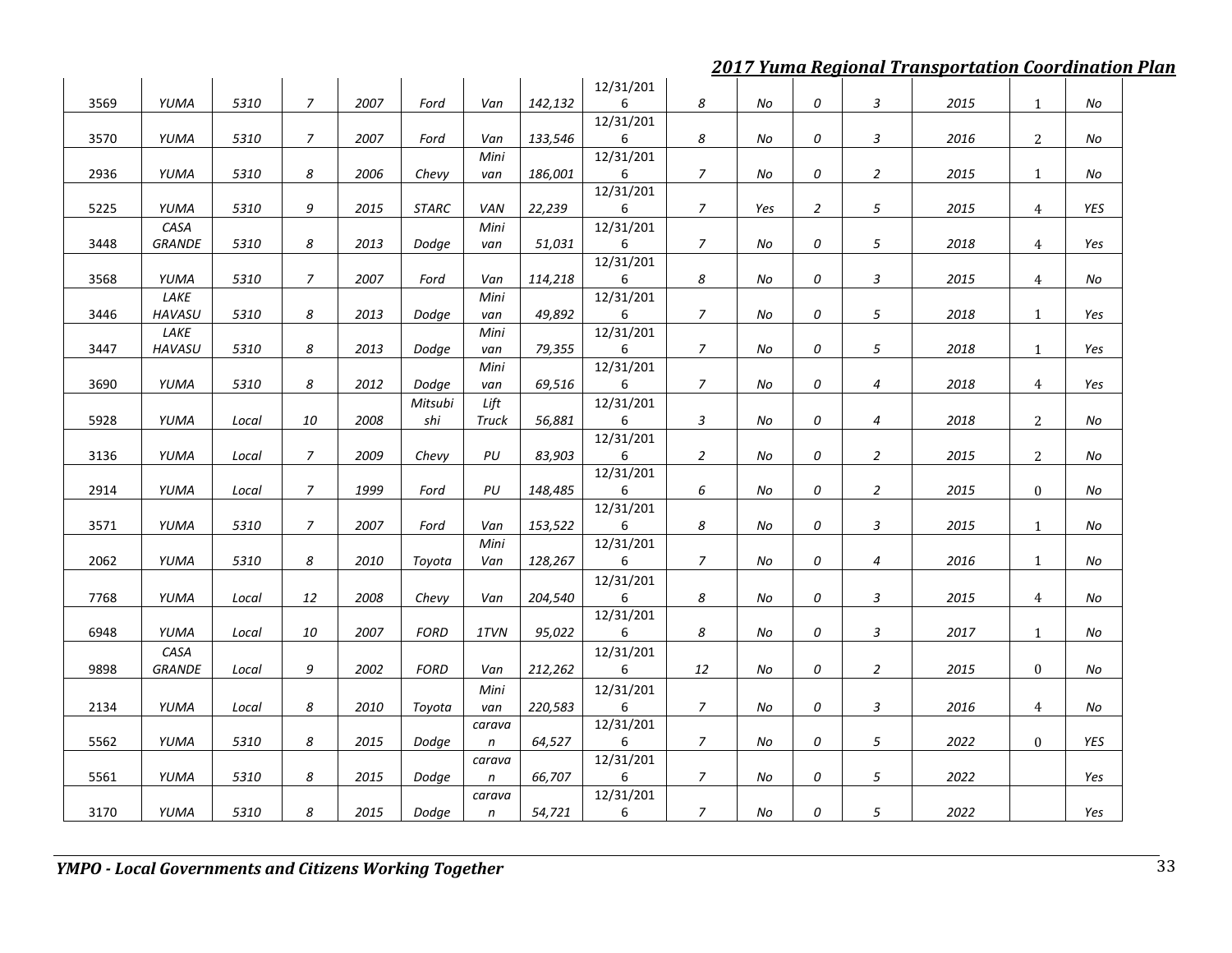| 3569 | YUMA | 5310 | 7 | 2007 | Ford | Van | 142,132 | 12/31/2016 | 8 | No | 0 | 3 | 2015 | 1 | No |
|---|---|---|---|---|---|---|---|---|---|---|---|---|---|---|---|
| 3570 | YUMA | 5310 | 7 | 2007 | Ford | Van | 133,546 | 12/31/2016 | 8 | No | 0 | 3 | 2016 | 2 | No |
| 2936 | YUMA | 5310 | 8 | 2006 | Chevy | Mini van | 186,001 | 12/31/2016 | 7 | No | 0 | 2 | 2015 | 1 | No |
| 5225 | YUMA | 5310 | 9 | 2015 | STARC | VAN | 22,239 | 12/31/2016 | 7 | Yes | 2 | 5 | 2015 | 4 | YES |
| 3448 | CASA GRANDE | 5310 | 8 | 2013 | Dodge | Mini van | 51,031 | 12/31/2016 | 7 | No | 0 | 5 | 2018 | 4 | Yes |
| 3568 | YUMA | 5310 | 7 | 2007 | Ford | Van | 114,218 | 12/31/2016 | 8 | No | 0 | 3 | 2015 | 4 | No |
| 3446 | LAKE HAVASU | 5310 | 8 | 2013 | Dodge | Mini van | 49,892 | 12/31/2016 | 7 | No | 0 | 5 | 2018 | 1 | Yes |
| 3447 | LAKE HAVASU | 5310 | 8 | 2013 | Dodge | Mini van | 79,355 | 12/31/2016 | 7 | No | 0 | 5 | 2018 | 1 | Yes |
| 3690 | YUMA | 5310 | 8 | 2012 | Dodge | Mini van | 69,516 | 12/31/2016 | 7 | No | 0 | 4 | 2018 | 4 | Yes |
| 5928 | YUMA | Local | 10 | 2008 | Mitsubishi | Lift Truck | 56,881 | 12/31/2016 | 3 | No | 0 | 4 | 2018 | 2 | No |
| 3136 | YUMA | Local | 7 | 2009 | Chevy | PU | 83,903 | 12/31/2016 | 2 | No | 0 | 2 | 2015 | 2 | No |
| 2914 | YUMA | Local | 7 | 1999 | Ford | PU | 148,485 | 12/31/2016 | 6 | No | 0 | 2 | 2015 | 0 | No |
| 3571 | YUMA | 5310 | 7 | 2007 | Ford | Van | 153,522 | 12/31/2016 | 8 | No | 0 | 3 | 2015 | 1 | No |
| 2062 | YUMA | 5310 | 8 | 2010 | Toyota | Mini Van | 128,267 | 12/31/2016 | 7 | No | 0 | 4 | 2016 | 1 | No |
| 7768 | YUMA | Local | 12 | 2008 | Chevy | Van | 204,540 | 12/31/2016 | 8 | No | 0 | 3 | 2015 | 4 | No |
| 6948 | YUMA | Local | 10 | 2007 | FORD | 1TVN | 95,022 | 12/31/2016 | 8 | No | 0 | 3 | 2017 | 1 | No |
| 9898 | CASA GRANDE | Local | 9 | 2002 | FORD | Van | 212,262 | 12/31/2016 | 12 | No | 0 | 2 | 2015 | 0 | No |
| 2134 | YUMA | Local | 8 | 2010 | Toyota | Mini van | 220,583 | 12/31/2016 | 7 | No | 0 | 3 | 2016 | 4 | No |
| 5562 | YUMA | 5310 | 8 | 2015 | Dodge | caravan | 64,527 | 12/31/2016 | 7 | No | 0 | 5 | 2022 | 0 | YES |
| 5561 | YUMA | 5310 | 8 | 2015 | Dodge | caravan | 66,707 | 12/31/2016 | 7 | No | 0 | 5 | 2022 | | Yes |
| 3170 | YUMA | 5310 | 8 | 2015 | Dodge | caravan | 54,721 | 12/31/2016 | 7 | No | 0 | 5 | 2022 | | Yes |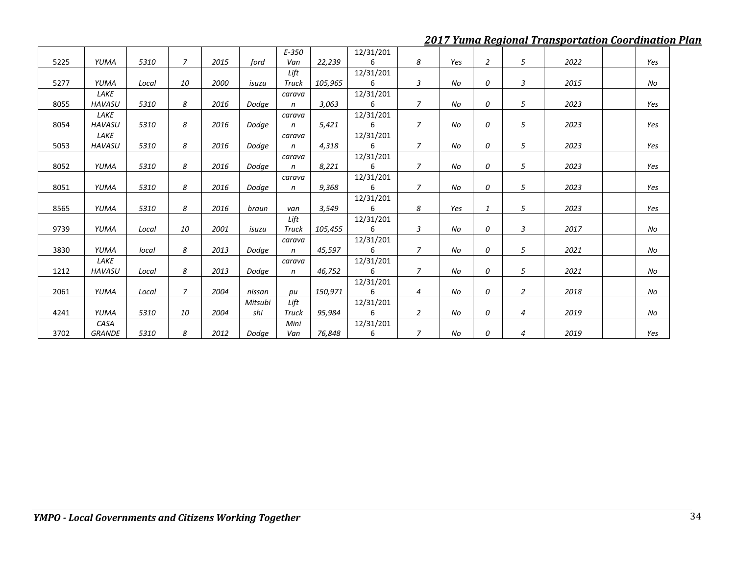| | | | | | | | | | | | | | | | |
|---|---|---|---|---|---|---|---|---|---|---|---|---|---|---|---|
| 5225 | YUMA | 5310 | 7 | 2015 | ford | E-350 Van | 22,239 | 12/31/2016 | 8 | Yes | 2 | 5 | 2022 | | Yes |
| 5277 | YUMA | Local | 10 | 2000 | isuzu | Lift Truck | 105,965 | 12/31/2016 | 3 | No | 0 | 3 | 2015 | | No |
| 8055 | LAKE HAVASU | 5310 | 8 | 2016 | Dodge | caravan | 3,063 | 12/31/2016 | 7 | No | 0 | 5 | 2023 | | Yes |
| 8054 | LAKE HAVASU | 5310 | 8 | 2016 | Dodge | caravan | 5,421 | 12/31/2016 | 7 | No | 0 | 5 | 2023 | | Yes |
| 5053 | LAKE HAVASU | 5310 | 8 | 2016 | Dodge | caravan | 4,318 | 12/31/2016 | 7 | No | 0 | 5 | 2023 | | Yes |
| 8052 | YUMA | 5310 | 8 | 2016 | Dodge | caravan | 8,221 | 12/31/2016 | 7 | No | 0 | 5 | 2023 | | Yes |
| 8051 | YUMA | 5310 | 8 | 2016 | Dodge | caravan | 9,368 | 12/31/2016 | 7 | No | 0 | 5 | 2023 | | Yes |
| 8565 | YUMA | 5310 | 8 | 2016 | braun | van | 3,549 | 12/31/2016 | 8 | Yes | 1 | 5 | 2023 | | Yes |
| 9739 | YUMA | Local | 10 | 2001 | isuzu | Lift Truck | 105,455 | 12/31/2016 | 3 | No | 0 | 3 | 2017 | | No |
| 3830 | YUMA | local | 8 | 2013 | Dodge | caravan | 45,597 | 12/31/2016 | 7 | No | 0 | 5 | 2021 | | No |
| 1212 | LAKE HAVASU | Local | 8 | 2013 | Dodge | caravan | 46,752 | 12/31/2016 | 7 | No | 0 | 5 | 2021 | | No |
| 2061 | YUMA | Local | 7 | 2004 | nissan | pu | 150,971 | 12/31/2016 | 4 | No | 0 | 2 | 2018 | | No |
| 4241 | YUMA | 5310 | 10 | 2004 | Mitsubishi | Lift Truck | 95,984 | 12/31/2016 | 2 | No | 0 | 4 | 2019 | | No |
| 3702 | CASA GRANDE | 5310 | 8 | 2012 | Dodge | Mini Van | 76,848 | 12/31/2016 | 7 | No | 0 | 4 | 2019 | | Yes |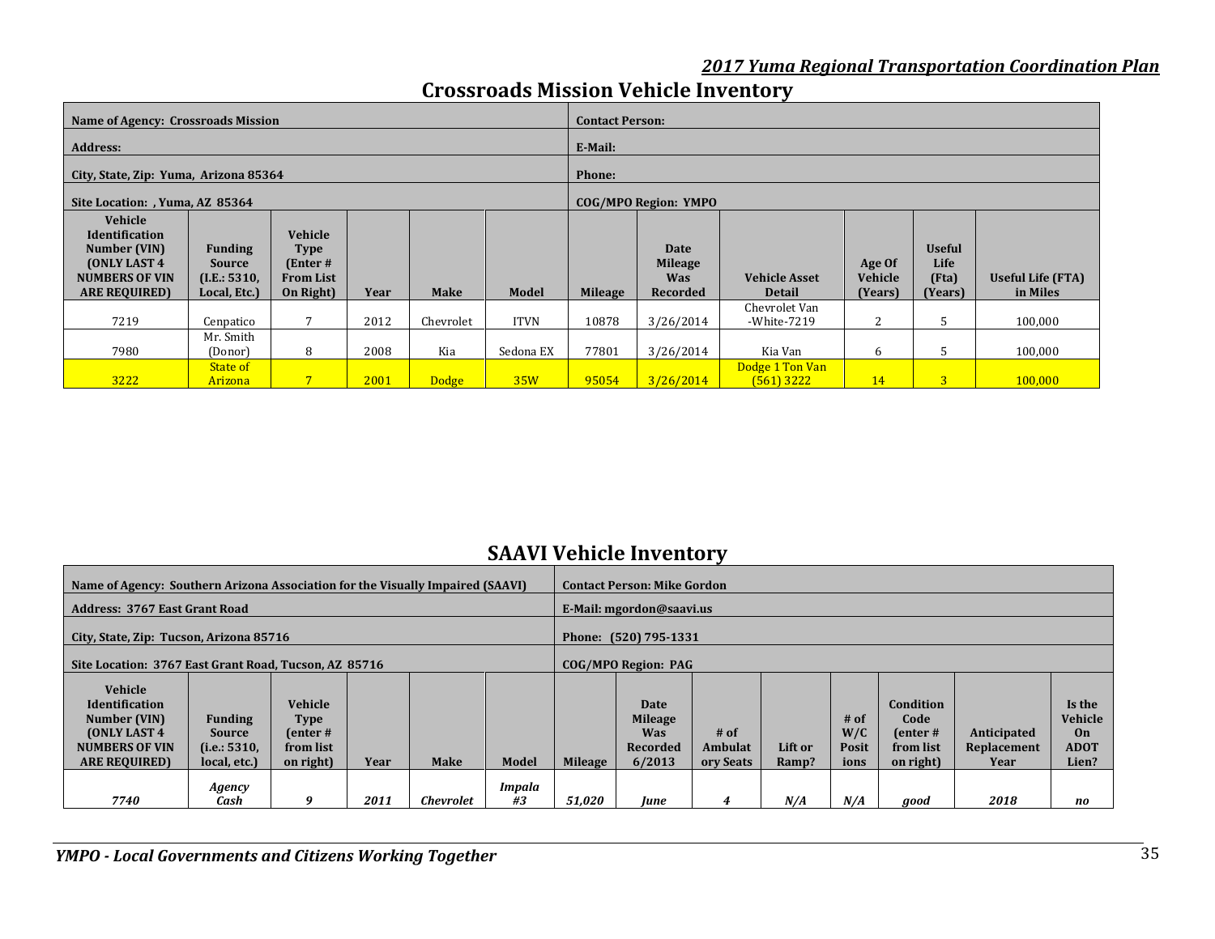## Crossroads Mission Vehicle Inventory

| Name of Agency: Crossroads Mission | | | | | | Contact Person: | | | | | |
|---|---|---|---|---|---|---|---|---|---|---|---|
| Address: | | | | | | E-Mail: | | | | | |
| City, State, Zip: Yuma, Arizona 85364 | | | | | | Phone: | | | | | |
| Site Location: , Yuma, AZ 85364 | | | | | | COG/MPO Region: YMPO | | | | | |
| **Vehicle Identification Number (VIN) (ONLY LAST 4 NUMBERS OF VIN ARE REQUIRED)** | **Funding Source (I.E.: 5310, Local, Etc.)** | **Vehicle Type (Enter # From List On Right)** | **Year** | **Make** | **Model** | **Mileage** | **Date Mileage Was Recorded** | **Vehicle Asset Detail** | **Age Of Vehicle (Years)** | **Useful Life (Fta) (Years)** | **Useful Life (FTA) in Miles** |
| 7219 | Cenpatico | 7 | 2012 | Chevrolet | ITVN | 10878 | 3/26/2014 | Chevrolet Van -White-7219 | 2 | 5 | 100,000 |
| 7980 | Mr. Smith (Donor) | 8 | 2008 | Kia | Sedona EX | 77801 | 3/26/2014 | Kia Van | 6 | 5 | 100,000 |
| 3222 | State of Arizona | 7 | 2001 | Dodge | 35W | 95054 | 3/26/2014 | Dodge 1 Ton Van (561) 3222 | 14 | 3 | 100,000 |

## SAAVI Vehicle Inventory

| Name of Agency: Southern Arizona Association for the Visually Impaired (SAAVI) | | | | | | Contact Person: Mike Gordon | | | | | | | |
|---|---|---|---|---|---|---|---|---|---|---|---|---|---|
| Address: 3767 East Grant Road | | | | | | E-Mail: mgordon@saavi.us | | | | | | | |
| City, State, Zip: Tucson, Arizona 85716 | | | | | | Phone: (520) 795-1331 | | | | | | | |
| Site Location: 3767 East Grant Road, Tucson, AZ 85716 | | | | | | COG/MPO Region: PAG | | | | | | | |
| **Vehicle Identification Number (VIN) (ONLY LAST 4 NUMBERS OF VIN ARE REQUIRED)** | **Funding Source (i.e.: 5310, local, etc.)** | **Vehicle Type (enter # from list on right)** | **Year** | **Make** | **Model** | **Mileage** | **Date Mileage Was Recorded 6/2013** | **# of Ambulatory Seats** | **Lift or Ramp?** | **# of W/C Positions** | **Condition Code (enter # from list on right)** | **Anticipated Replacement Year** | **Is the Vehicle On ADOT Lien?** |
| *7740* | *Agency Cash* | *9* | *2011* | *Chevrolet* | *Impala #3* | *51,020* | *June* | *4* | *N/A* | *N/A* | *good* | *2018* | *no* |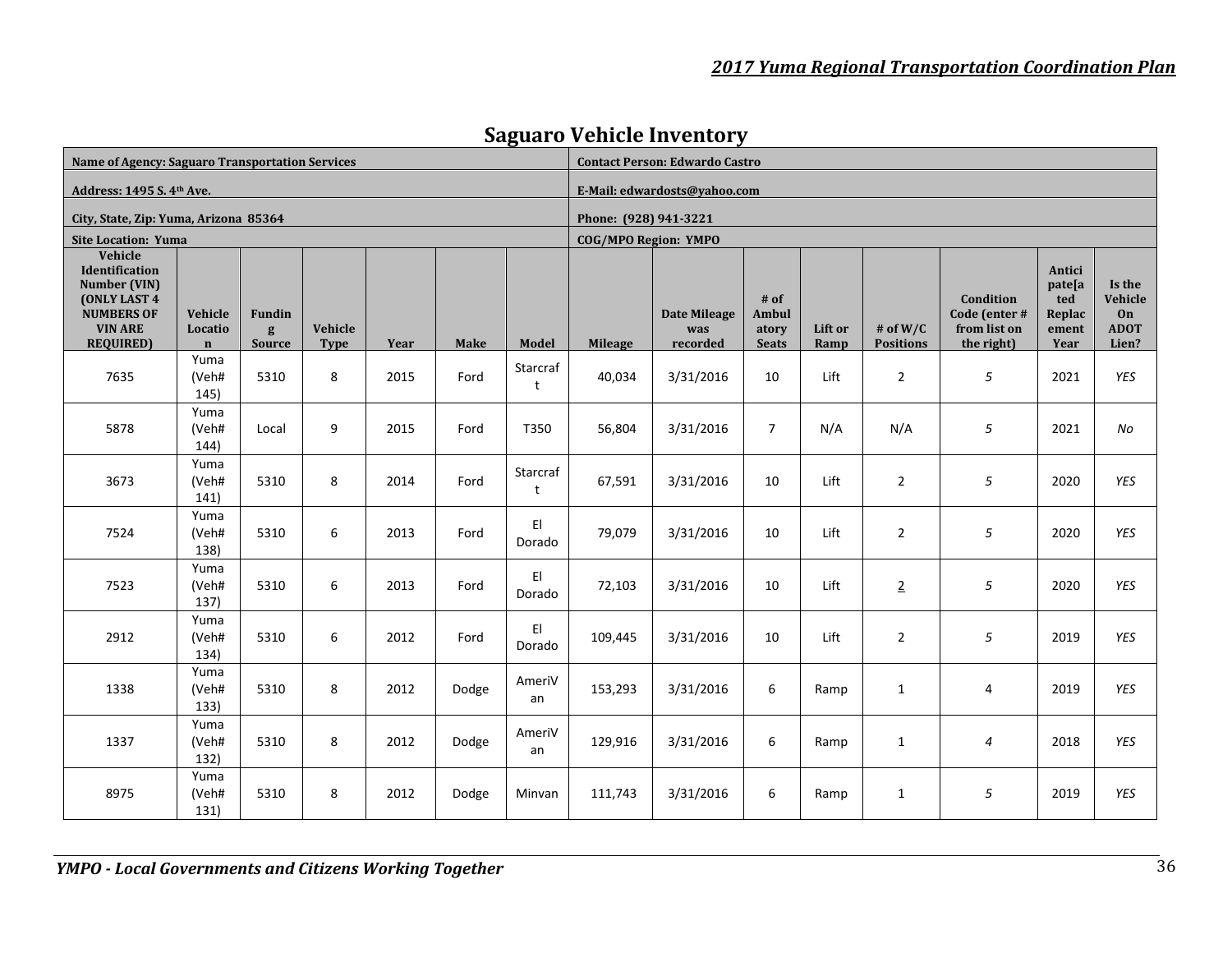## Saguaro Vehicle Inventory

| Name of Agency: Saguaro Transportation Services | | | | | | | Contact Person: Edwardo Castro | | | | | | | | |
|---|---|---|---|---|---|---|---|---|---|---|---|---|---|---|---|
| Address: 1495 S. 4th Ave. | | | | | | | E-Mail: edwardosts@yahoo.com | | | | | | | | |
| City, State, Zip: Yuma, Arizona 85364 | | | | | | | Phone: (928) 941-3221 | | | | | | | | |
| Site Location: Yuma | | | | | | | COG/MPO Region: YMPO | | | | | | | | |
| Vehicle Identification Number (VIN) (ONLY LAST 4 NUMBERS OF VIN ARE REQUIRED) | Vehicle Location | Funding Source | Vehicle Type | Year | Make | Model | Mileage | Date Mileage was recorded | # of Ambulatory Seats | Lift or Ramp | # of W/C Positions | Condition Code (enter # from list on the right) | Anticipate[ated Replacement Year | Is the Vehicle On ADOT Lien? |
| 7635 | Yuma (Veh# 145) | 5310 | 8 | 2015 | Ford | Starcraft | 40,034 | 3/31/2016 | 10 | Lift | 2 | *5* | 2021 | *YES* |
| 5878 | Yuma (Veh# 144) | Local | 9 | 2015 | Ford | T350 | 56,804 | 3/31/2016 | 7 | N/A | N/A | *5* | 2021 | *No* |
| 3673 | Yuma (Veh# 141) | 5310 | 8 | 2014 | Ford | Starcraft | 67,591 | 3/31/2016 | 10 | Lift | 2 | *5* | 2020 | *YES* |
| 7524 | Yuma (Veh# 138) | 5310 | 6 | 2013 | Ford | El Dorado | 79,079 | 3/31/2016 | 10 | Lift | 2 | *5* | 2020 | *YES* |
| 7523 | Yuma (Veh# 137) | 5310 | 6 | 2013 | Ford | El Dorado | 72,103 | 3/31/2016 | 10 | Lift | 2 | *5* | 2020 | *YES* |
| 2912 | Yuma (Veh# 134) | 5310 | 6 | 2012 | Ford | El Dorado | 109,445 | 3/31/2016 | 10 | Lift | 2 | *5* | 2019 | *YES* |
| 1338 | Yuma (Veh# 133) | 5310 | 8 | 2012 | Dodge | AmeriVan | 153,293 | 3/31/2016 | 6 | Ramp | 1 | 4 | 2019 | *YES* |
| 1337 | Yuma (Veh# 132) | 5310 | 8 | 2012 | Dodge | AmeriVan | 129,916 | 3/31/2016 | 6 | Ramp | 1 | *4* | 2018 | *YES* |
| 8975 | Yuma (Veh# 131) | 5310 | 8 | 2012 | Dodge | Minvan | 111,743 | 3/31/2016 | 6 | Ramp | 1 | *5* | 2019 | *YES* |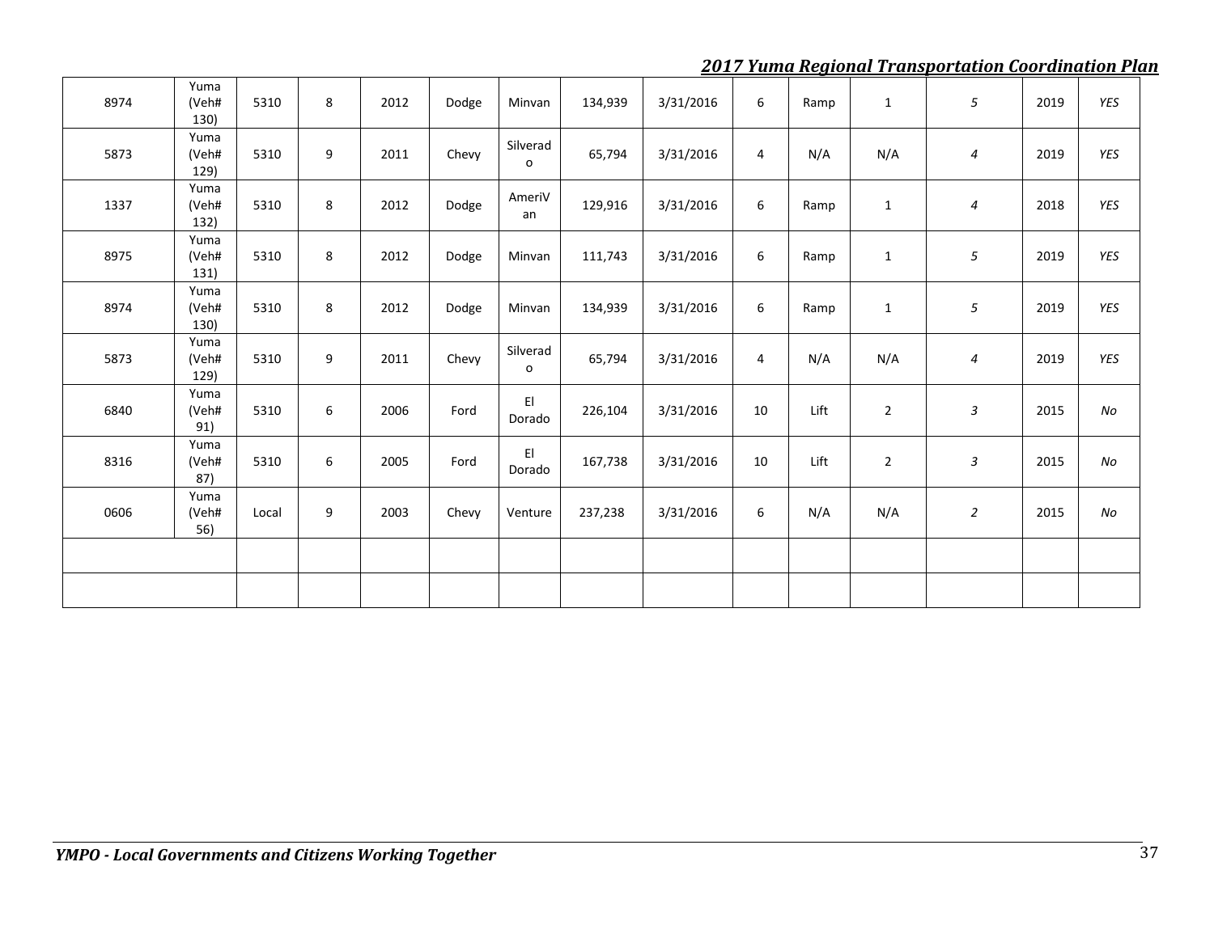| | | | | | | | | | | | | | | |
|---|---|---|---|---|---|---|---|---|---|---|---|---|---|---|
| 8974 | Yuma (Veh# 130) | 5310 | 8 | 2012 | Dodge | Minvan | 134,939 | 3/31/2016 | 6 | Ramp | 1 | *5* | 2019 | *YES* |
| 5873 | Yuma (Veh# 129) | 5310 | 9 | 2011 | Chevy | Silverado | 65,794 | 3/31/2016 | 4 | N/A | N/A | *4* | 2019 | *YES* |
| 1337 | Yuma (Veh# 132) | 5310 | 8 | 2012 | Dodge | AmeriVan | 129,916 | 3/31/2016 | 6 | Ramp | 1 | *4* | 2018 | *YES* |
| 8975 | Yuma (Veh# 131) | 5310 | 8 | 2012 | Dodge | Minvan | 111,743 | 3/31/2016 | 6 | Ramp | 1 | *5* | 2019 | *YES* |
| 8974 | Yuma (Veh# 130) | 5310 | 8 | 2012 | Dodge | Minvan | 134,939 | 3/31/2016 | 6 | Ramp | 1 | *5* | 2019 | *YES* |
| 5873 | Yuma (Veh# 129) | 5310 | 9 | 2011 | Chevy | Silverado | 65,794 | 3/31/2016 | 4 | N/A | N/A | *4* | 2019 | *YES* |
| 6840 | Yuma (Veh# 91) | 5310 | 6 | 2006 | Ford | El Dorado | 226,104 | 3/31/2016 | 10 | Lift | 2 | *3* | 2015 | *No* |
| 8316 | Yuma (Veh# 87) | 5310 | 6 | 2005 | Ford | El Dorado | 167,738 | 3/31/2016 | 10 | Lift | 2 | *3* | 2015 | *No* |
| 0606 | Yuma (Veh# 56) | Local | 9 | 2003 | Chevy | Venture | 237,238 | 3/31/2016 | 6 | N/A | N/A | *2* | 2015 | *No* |
| | | | | | | | | | | | | | | |
| | | | | | | | | | | | | | | |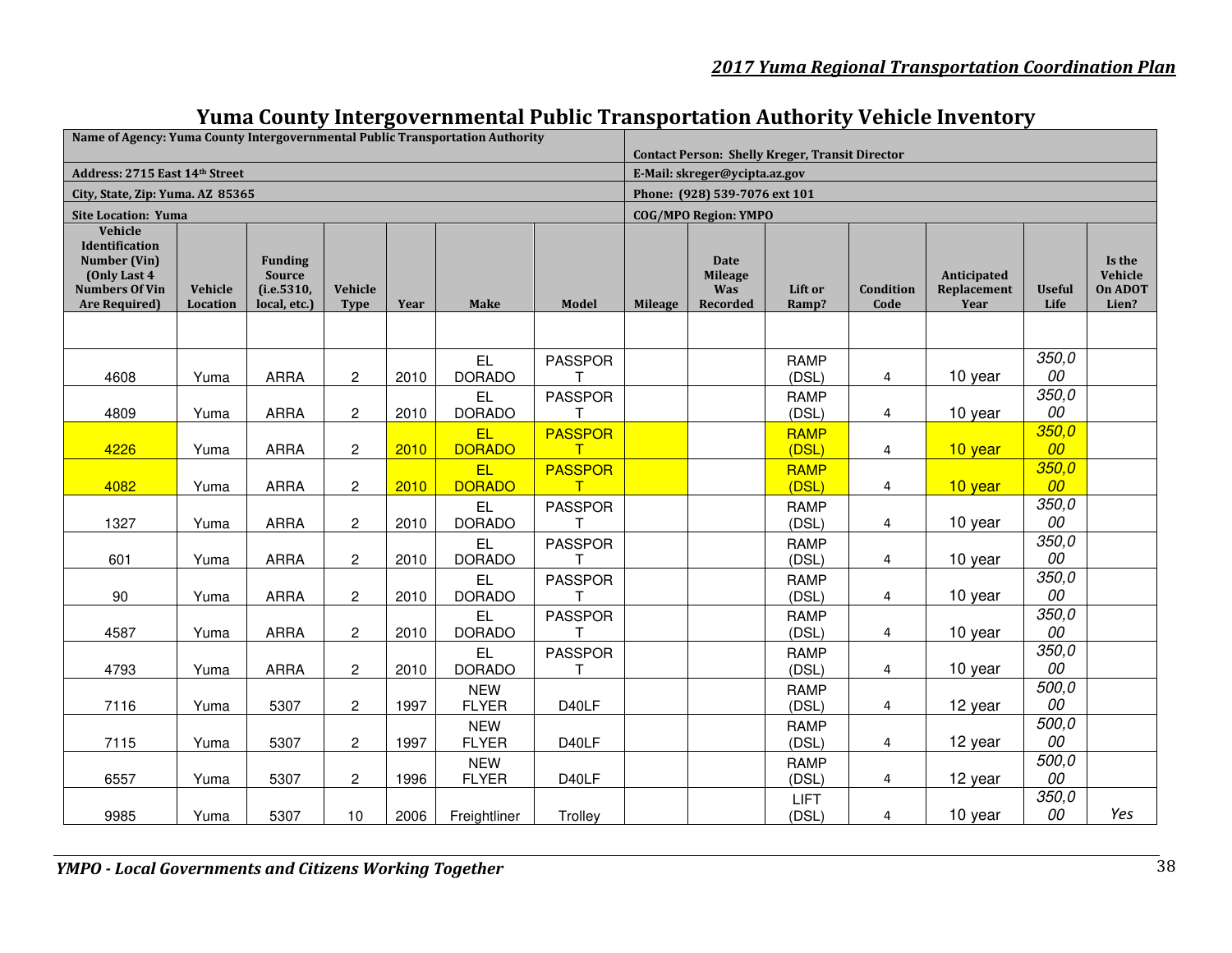# Yuma County Intergovernmental Public Transportation Authority Vehicle Inventory

| Name of Agency: Yuma County Intergovernmental Public Transportation Authority | | | | | | | Contact Person: Shelly Kreger, Transit Director | | | | | | |
|---|---|---|---|---|---|---|---|---|---|---|---|---|---|
| Address: 2715 East 14th Street | | | | | | | E-Mail: skreger@ycipta.az.gov | | | | | | |
| City, State, Zip: Yuma. AZ 85365 | | | | | | | Phone: (928) 539-7076 ext 101 | | | | | | |
| Site Location: Yuma | | | | | | | COG/MPO Region: YMPO | | | | | | |
| Vehicle Identification Number (Vin) (Only Last 4 Numbers Of Vin Are Required) | Vehicle Location | Funding Source (i.e.5310, local, etc.) | Vehicle Type | Year | Make | Model | Mileage | Date Mileage Was Recorded | Lift or Ramp? | Condition Code | Anticipated Replacement Year | Useful Life | Is the Vehicle On ADOT Lien? |
| | | | | | | | | | | | | | |
| 4608 | Yuma | ARRA | 2 | 2010 | EL DORADO | PASSPORT | | | RAMP (DSL) | 4 | 10 year | 350,000 | |
| 4809 | Yuma | ARRA | 2 | 2010 | EL DORADO | PASSPORT | | | RAMP (DSL) | 4 | 10 year | 350,000 | |
| 4226 | Yuma | ARRA | 2 | 2010 | EL DORADO | PASSPORT | | | RAMP (DSL) | 4 | 10 year | 350,000 | |
| 4082 | Yuma | ARRA | 2 | 2010 | EL DORADO | PASSPORT | | | RAMP (DSL) | 4 | 10 year | 350,000 | |
| 1327 | Yuma | ARRA | 2 | 2010 | EL DORADO | PASSPORT | | | RAMP (DSL) | 4 | 10 year | 350,000 | |
| 601 | Yuma | ARRA | 2 | 2010 | EL DORADO | PASSPORT | | | RAMP (DSL) | 4 | 10 year | 350,000 | |
| 90 | Yuma | ARRA | 2 | 2010 | EL DORADO | PASSPORT | | | RAMP (DSL) | 4 | 10 year | 350,000 | |
| 4587 | Yuma | ARRA | 2 | 2010 | EL DORADO | PASSPORT | | | RAMP (DSL) | 4 | 10 year | 350,000 | |
| 4793 | Yuma | ARRA | 2 | 2010 | EL DORADO | PASSPORT | | | RAMP (DSL) | 4 | 10 year | 350,000 | |
| 7116 | Yuma | 5307 | 2 | 1997 | NEW FLYER | D40LF | | | RAMP (DSL) | 4 | 12 year | 500,000 | |
| 7115 | Yuma | 5307 | 2 | 1997 | NEW FLYER | D40LF | | | RAMP (DSL) | 4 | 12 year | 500,000 | |
| 6557 | Yuma | 5307 | 2 | 1996 | NEW FLYER | D40LF | | | RAMP (DSL) | 4 | 12 year | 500,000 | |
| 9985 | Yuma | 5307 | 10 | 2006 | Freightliner | Trolley | | | LIFT (DSL) | 4 | 10 year | 350,000 | Yes |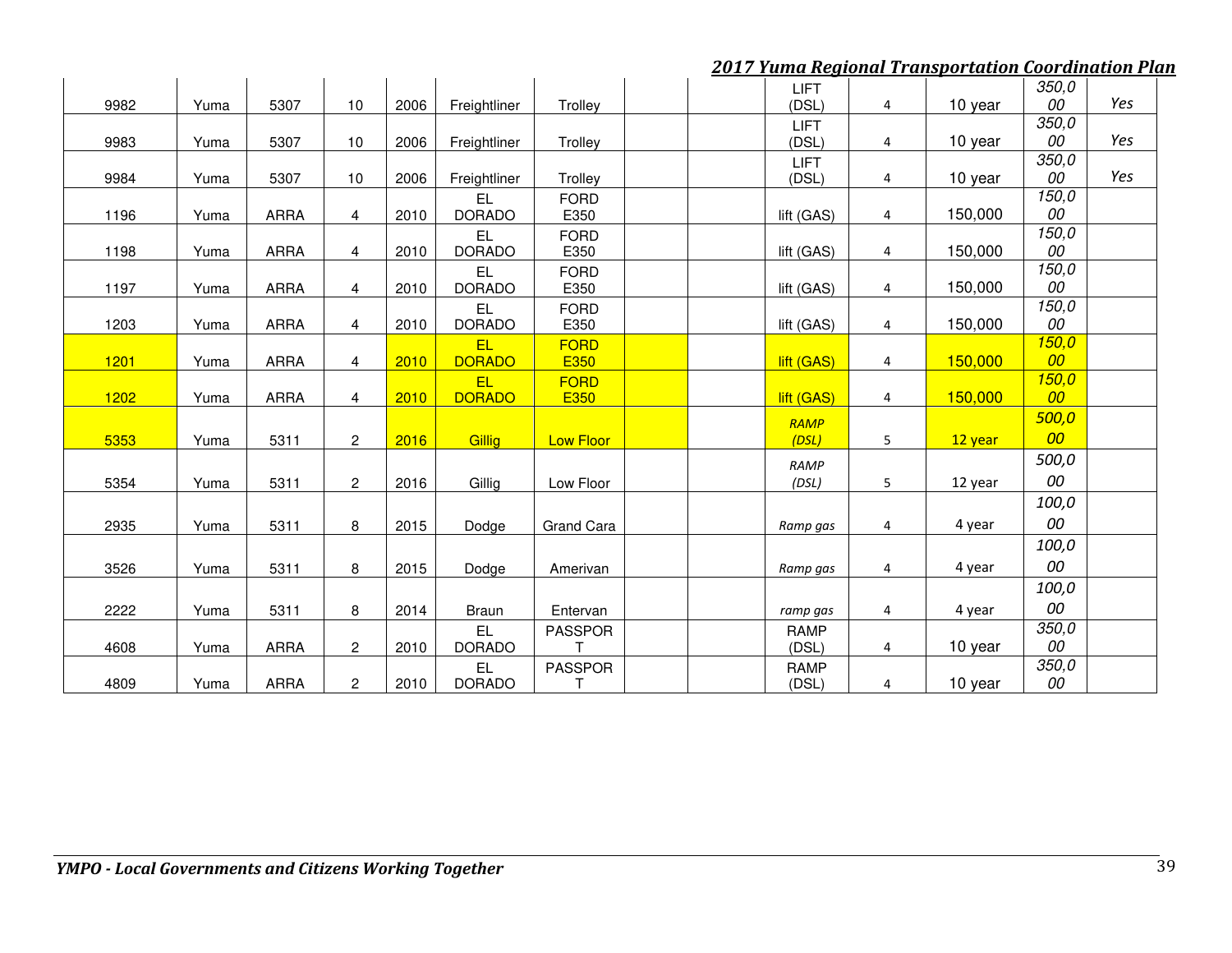| | | | | | | | | | | | | | |
|---|---|---|---|---|---|---|---|---|---|---|---|---|---|
| 9982 | Yuma | 5307 | 10 | 2006 | Freightliner | Trolley | | | LIFT (DSL) | 4 | 10 year | 350,000 | Yes |
| 9983 | Yuma | 5307 | 10 | 2006 | Freightliner | Trolley | | | LIFT (DSL) | 4 | 10 year | 350,000 | Yes |
| 9984 | Yuma | 5307 | 10 | 2006 | Freightliner | Trolley | | | LIFT (DSL) | 4 | 10 year | 350,000 | Yes |
| 1196 | Yuma | ARRA | 4 | 2010 | EL DORADO | FORD E350 | | | lift (GAS) | 4 | 150,000 | 150,000 | |
| 1198 | Yuma | ARRA | 4 | 2010 | EL DORADO | FORD E350 | | | lift (GAS) | 4 | 150,000 | 150,000 | |
| 1197 | Yuma | ARRA | 4 | 2010 | EL DORADO | FORD E350 | | | lift (GAS) | 4 | 150,000 | 150,000 | |
| 1203 | Yuma | ARRA | 4 | 2010 | EL DORADO | FORD E350 | | | lift (GAS) | 4 | 150,000 | 150,000 | |
| 1201 | Yuma | ARRA | 4 | 2010 | EL DORADO | FORD E350 | | | lift (GAS) | 4 | 150,000 | 150,000 | |
| 1202 | Yuma | ARRA | 4 | 2010 | EL DORADO | FORD E350 | | | lift (GAS) | 4 | 150,000 | 150,000 | |
| 5353 | Yuma | 5311 | 2 | 2016 | Gillig | Low Floor | | | RAMP (DSL) | 5 | 12 year | 500,000 | |
| 5354 | Yuma | 5311 | 2 | 2016 | Gillig | Low Floor | | | RAMP (DSL) | 5 | 12 year | 500,000 | |
| 2935 | Yuma | 5311 | 8 | 2015 | Dodge | Grand Cara | | | Ramp gas | 4 | 4 year | 100,000 | |
| 3526 | Yuma | 5311 | 8 | 2015 | Dodge | Amerivan | | | Ramp gas | 4 | 4 year | 100,000 | |
| 2222 | Yuma | 5311 | 8 | 2014 | Braun | Entervan | | | ramp gas | 4 | 4 year | 100,000 | |
| 4608 | Yuma | ARRA | 2 | 2010 | EL DORADO | PASSPORT | | | RAMP (DSL) | 4 | 10 year | 350,000 | |
| 4809 | Yuma | ARRA | 2 | 2010 | EL DORADO | PASSPORT | | | RAMP (DSL) | 4 | 10 year | 350,000 | |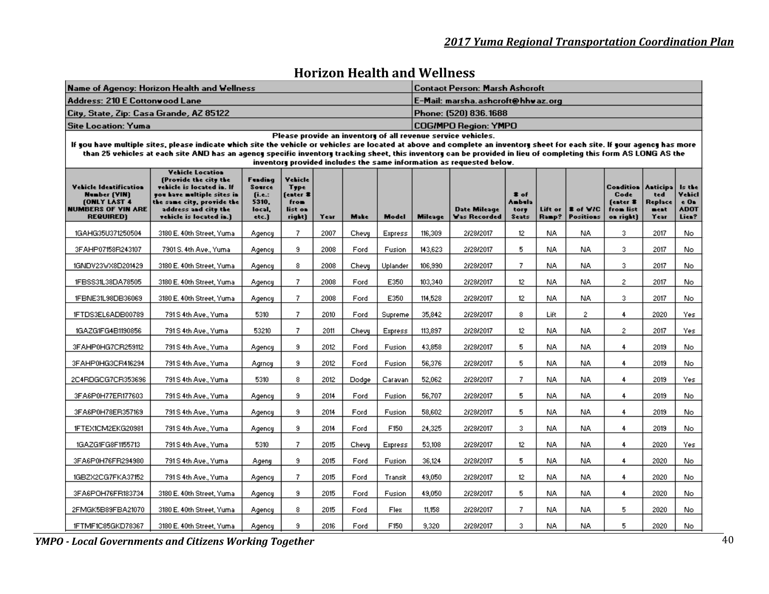## Horizon Health and Wellness

| Name of Agency: Horizon Health and Wellness | Contact Person: Marsh Ashcroft |
|---|---|
| Address: 210 E Cottonwood Lane | E-Mail: marsha.ashcroft@hhwaz.org |
| City, State, Zip: Casa Grande, AZ 85122 | Phone: (520) 836.1688 |
| Site Location: Yuma | COG/MPO Region: YMPO |

Please provide an inventory of all revenue service vehicles.

If you have multiple sites, please indicate which site the vehicle or vehicles are located at above and complete an inventory sheet for each site. If your agency has more than 25 vehicles at each site AND has an agency specific inventory tracking sheet, this inventory can be provided in lieu of completing this form AS LONG AS the inventory provided includes the same information as requested below.

| Vehicle Identification Number (VIN) (ONLY LAST 4 NUMBERS OF VIN ARE REQUIRED) | Vehicle Location (Provide the city the vehicle is located in. If you have multiple sites in the same city, provide the address and city the vehicle is located in.) | Funding Source (i.e.: 5310, local, etc.) | Vehicle Type (enter # from list on right) | Year | Make | Model | Mileage | Date Mileage Was Recorded | # of Ambulatory Seats | Lift or Ramp? | # of W/C Positions | Condition Code (enter # from list on right) | Anticipated Replacement Year | Is the Vehicle On ADOT Lien? |
|---|---|---|---|---|---|---|---|---|---|---|---|---|---|---|
| 1GAHG35U371250504 | 3180 E. 40th Street, Yuma | Agency | 7 | 2007 | Chevy | Express | 116,309 | 2/28/2017 | 12 | NA | NA | 3 | 2017 | No |
| 3FAHP07158R243107 | 7901 S. 4th Ave., Yuma | Agency | 9 | 2008 | Ford | Fusion | 143,623 | 2/28/2017 | 5 | NA | NA | 3 | 2017 | No |
| 1GNDV23WX8D201429 | 3180 E. 40th Street, Yuma | Agency | 8 | 2008 | Chevy | Uplander | 106,990 | 2/28/2017 | 7 | NA | NA | 3 | 2017 | No |
| 1FBSS31L38DA78505 | 3180 E. 40th Street, Yuma | Agency | 7 | 2008 | Ford | E350 | 103,340 | 2/28/2017 | 12 | NA | NA | 2 | 2017 | No |
| 1FBNE31L98DB36069 | 3180 E. 40th Street, Yuma | Agency | 7 | 2008 | Ford | E350 | 114,528 | 2/28/2017 | 12 | NA | NA | 3 | 2017 | No |
| 1FTDS3EL6ADB00789 | 791 S 4th Ave., Yuma | 5310 | 7 | 2010 | Ford | Supreme | 35,842 | 2/28/2017 | 8 | Lift | 2 | 4 | 2020 | Yes |
| 1GAZG1FG4B1190856 | 791 S 4th Ave., Yuma | 53210 | 7 | 2011 | Chevy | Express | 113,897 | 2/28/2017 | 12 | NA | NA | 2 | 2017 | Yes |
| 3FAHP0HG7CR259112 | 791 S 4th Ave., Yuma | Agency | 9 | 2012 | Ford | Fusion | 43,858 | 2/28/2017 | 5 | NA | NA | 4 | 2019 | No |
| 3FAHP0HG3CR416294 | 791 S 4th Ave., Yuma | Agrncy | 9 | 2012 | Ford | Fusion | 56,376 | 2/28/2017 | 5 | NA | NA | 4 | 2019 | No |
| 2C4RDGCG7CR353696 | 791 S 4th Ave., Yuma | 5310 | 8 | 2012 | Dodge | Caravan | 52,062 | 2/28/2017 | 7 | NA | NA | 4 | 2019 | Yes |
| 3FA6P0H77ER177603 | 791 S 4th Ave., Yuma | Agency | 9 | 2014 | Ford | Fusion | 56,707 | 2/28/2017 | 5 | NA | NA | 4 | 2019 | No |
| 3FA6P0H78ER357169 | 791 S 4th Ave., Yuma | Agency | 9 | 2014 | Ford | Fusion | 58,602 | 2/28/2017 | 5 | NA | NA | 4 | 2019 | No |
| 1FTEX1CM2EKG20981 | 791 S 4th Ave., Yuma | Agency | 9 | 2014 | Ford | F150 | 24,325 | 2/28/2017 | 3 | NA | NA | 4 | 2019 | No |
| 1GAZG1FG8F1155713 | 791 S 4th Ave., Yuma | 5310 | 7 | 2015 | Chevy | Express | 53,108 | 2/28/2017 | 12 | NA | NA | 4 | 2020 | Yes |
| 3FA6P0H76FR294980 | 791 S 4th Ave., Yuma | Ageny | 9 | 2015 | Ford | Fusion | 36,124 | 2/28/2017 | 5 | NA | NA | 4 | 2020 | No |
| 1GBZX2CG7FKA37152 | 791 S 4th Ave., Yuma | Agency | 7 | 2015 | Ford | Transit | 49,050 | 2/28/2017 | 12 | NA | NA | 4 | 2020 | No |
| 3FA6POH76FR183734 | 3180 E. 40th Street, Yuma | Agency | 9 | 2015 | Ford | Fusion | 49,050 | 2/28/2017 | 5 | NA | NA | 4 | 2020 | No |
| 2FMGK5B89FBA21070 | 3180 E. 40th Street, Yuma | Agency | 8 | 2015 | Ford | Flex | 11,158 | 2/28/2017 | 7 | NA | NA | 5 | 2020 | No |
| 1FTMF1C85GKD78367 | 3180 E. 40th Street, Yuma | Agency | 9 | 2016 | Ford | F150 | 9,320 | 2/28/2017 | 3 | NA | NA | 5 | 2020 | No |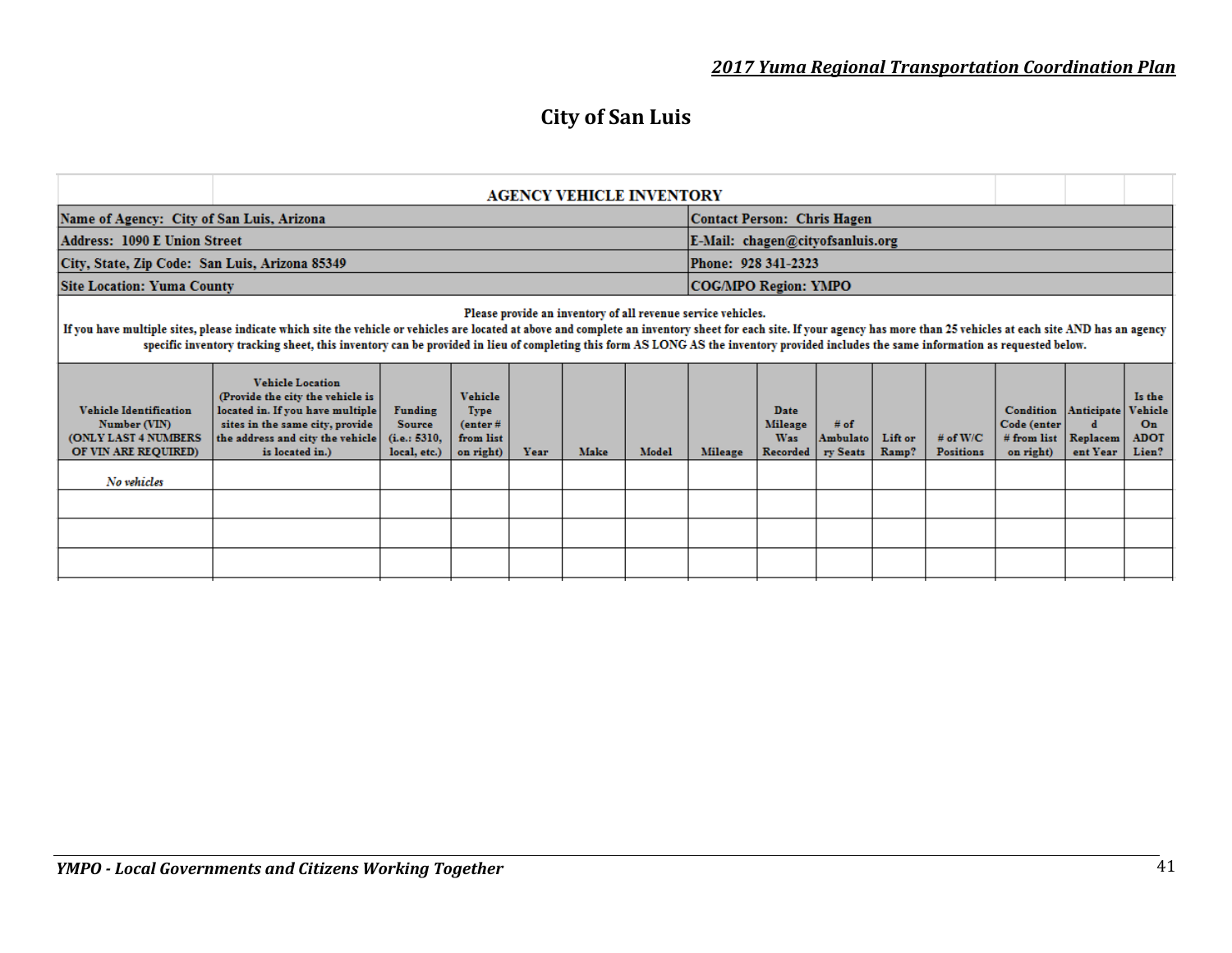## City of San Luis

| AGENCY VEHICLE INVENTORY | | | | | | | | | | | | | | |
|---|---|---|---|---|---|---|---|---|---|---|---|---|---|---|
| Name of Agency: City of San Luis, Arizona | | | | | | | | Contact Person: Chris Hagen | | | | | | |
| Address: 1090 E Union Street | | | | | | | | E-Mail: chagen@cityofsanluis.org | | | | | | |
| City, State, Zip Code: San Luis, Arizona 85349 | | | | | | | | Phone: 928 341-2323 | | | | | | |
| Site Location: Yuma County | | | | | | | | COG/MPO Region: YMPO | | | | | | |

Please provide an inventory of all revenue service vehicles.
If you have multiple sites, please indicate which site the vehicle or vehicles are located at above and complete an inventory sheet for each site. If your agency has more than 25 vehicles at each site AND has an agency specific inventory tracking sheet, this inventory can be provided in lieu of completing this form AS LONG AS the inventory provided includes the same information as requested below.

| Vehicle Identification Number (VIN) (ONLY LAST 4 NUMBERS OF VIN ARE REQUIRED) | Vehicle Location (Provide the city the vehicle is located in. If you have multiple sites in the same city, provide the address and city the vehicle is located in.) | Funding Source (i.e.: 5310, local, etc.) | Vehicle Type (enter # from list on right) | Year | Make | Model | Mileage | Date Mileage Was Recorded | # of Ambulatory Seats | Lift or Ramp? | # of W/C Positions | Condition Code (enter # from list on right) | Anticipated Replacement Year | Is the Vehicle On ADOT Lien? |
|---|---|---|---|---|---|---|---|---|---|---|---|---|---|---|
| *No vehicles* | | | | | | | | | | | | | | |
| | | | | | | | | | | | | | | |
| | | | | | | | | | | | | | | |
| | | | | | | | | | | | | | | |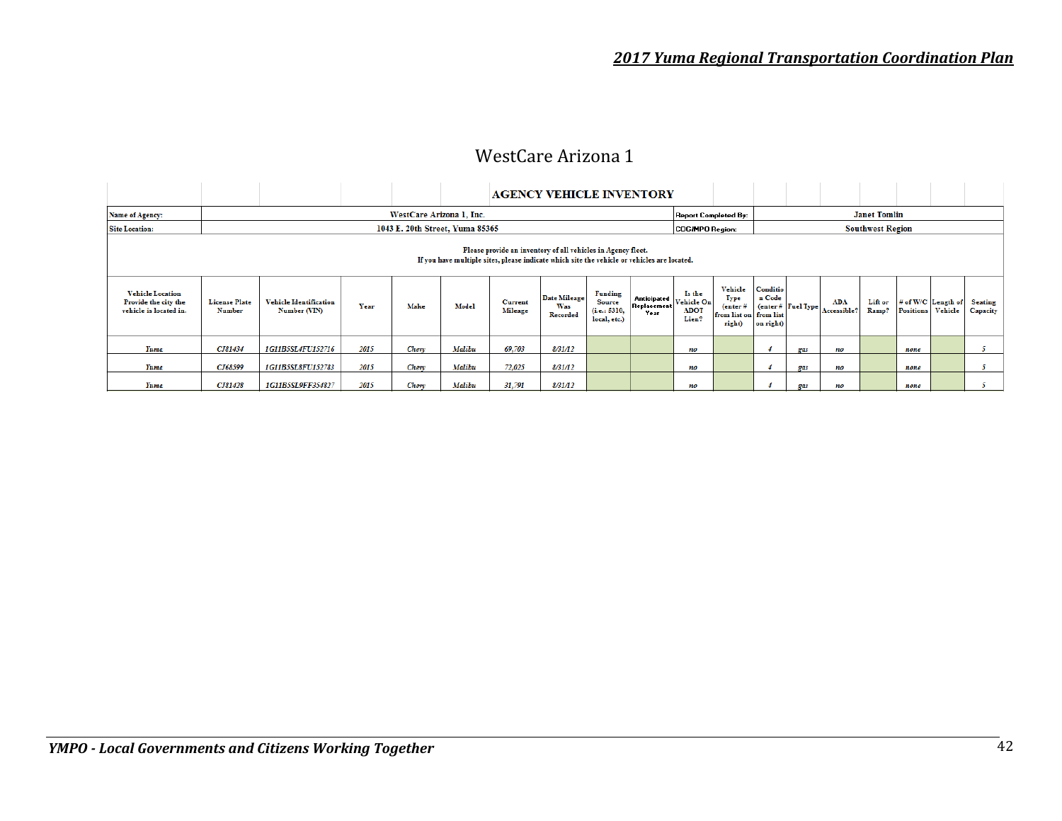# WestCare Arizona 1

**AGENCY VEHICLE INVENTORY**

| | | | |
|---|---|---|---|
| Name of Agency: | WestCare Arizona 1, Inc. | Report Completed By: | Janet Tomlin |
| Site Location: | 1043 E. 20th Street, Yuma 85365 | COG/MPO Region: | Southwest Region |

Please provide an inventory of all vehicles in Agency fleet.
If you have multiple sites, please indicate which site the vehicle or vehicles are located.

| Vehicle Location Provide the city the vehicle is located in. | License Plate Number | Vehicle Identification Number (VIN) | Year | Make | Model | Current Mileage | Date Mileage Was Recorded | Funding Source (i.e.: 5310, local, etc.) | Anticipated Replacement Year | Is the Vehicle On ADOT Lien? | Vehicle Type (enter # from list on right) | Condition Code (enter # from list on right) | Fuel Type | ADA Accessible? | Lift or Ramp? | # of W/C Positions | Length of Vehicle | Seating Capacity |
|---|---|---|---|---|---|---|---|---|---|---|---|---|---|---|---|---|---|---|
| Yuma | CJ81434 | 1G11B5SL4FU152716 | 2015 | Chevy | Malibu | 69,703 | 8/31/12 | | | no | | 4 | gas | no | | none | | 5 |
| Yuma | CJ68599 | 1G11B5SL8FU152783 | 2015 | Chevy | Malibu | 72,025 | 8/31/12 | | | no | | 4 | gas | no | | none | | 5 |
| Yuma | CJ81428 | 1G11B5SL9FF354827 | 2015 | Chevy | Malibu | 31,791 | 8/31/12 | | | no | | 4 | gas | no | | none | | 5 |